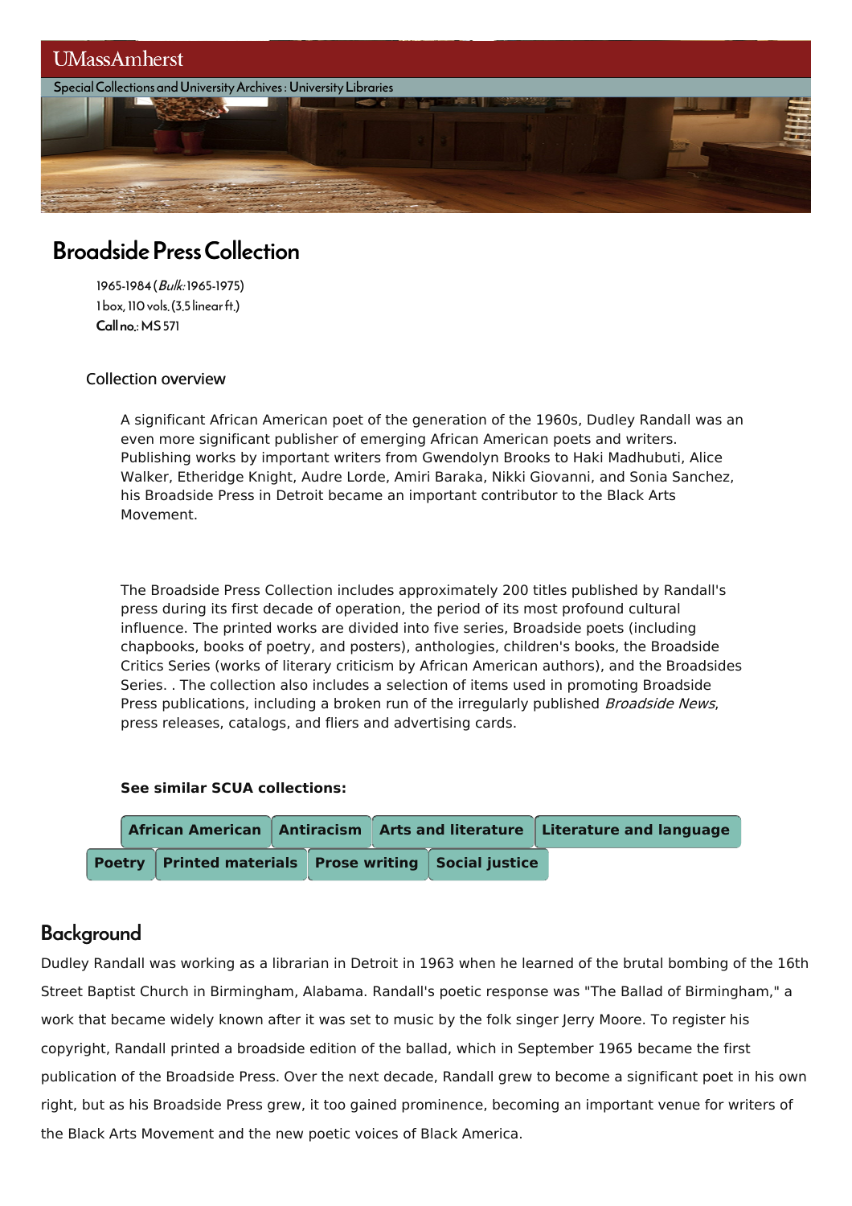UMassAmherst

Special Collections and University Archives : University Libraries

# Broadside Press Collection

1965-1984 (*Bulk:* 1965-1975)
1 box, 110 vols. (3.5 linear ft.)
**Call no.:** MS 571

### Collection overview

A significant African American poet of the generation of the 1960s, Dudley Randall was an even more significant publisher of emerging African American poets and writers. Publishing works by important writers from Gwendolyn Brooks to Haki Madhubuti, Alice Walker, Etheridge Knight, Audre Lorde, Amiri Baraka, Nikki Giovanni, and Sonia Sanchez, his Broadside Press in Detroit became an important contributor to the Black Arts Movement.

The Broadside Press Collection includes approximately 200 titles published by Randall's press during its first decade of operation, the period of its most profound cultural influence. The printed works are divided into five series, Broadside poets (including chapbooks, books of poetry, and posters), anthologies, children's books, the Broadside Critics Series (works of literary criticism by African American authors), and the Broadsides Series. . The collection also includes a selection of items used in promoting Broadside Press publications, including a broken run of the irregularly published *Broadside News*, press releases, catalogs, and fliers and advertising cards.

**See similar SCUA collections:**

**African American** | **Antiracism** | **Arts and literature** | **Literature and language** | **Poetry** | **Printed materials** | **Prose writing** | **Social justice**

## Background

Dudley Randall was working as a librarian in Detroit in 1963 when he learned of the brutal bombing of the 16th Street Baptist Church in Birmingham, Alabama. Randall's poetic response was "The Ballad of Birmingham," a work that became widely known after it was set to music by the folk singer Jerry Moore. To register his copyright, Randall printed a broadside edition of the ballad, which in September 1965 became the first publication of the Broadside Press. Over the next decade, Randall grew to become a significant poet in his own right, but as his Broadside Press grew, it too gained prominence, becoming an important venue for writers of the Black Arts Movement and the new poetic voices of Black America.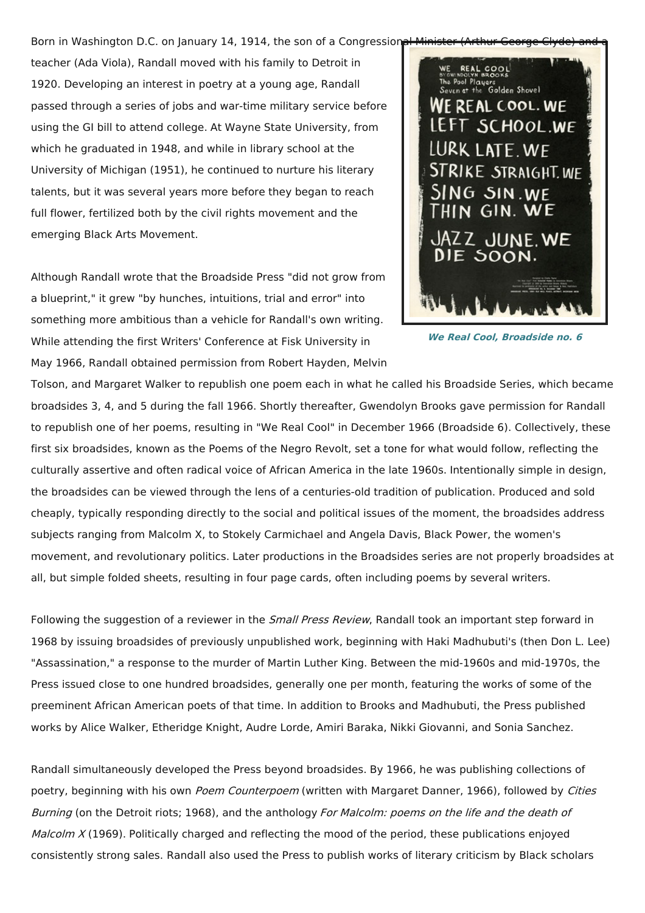Born in Washington D.C. on January 14, 1914, the son of a Congressional Minister (Arthur George Clyde) and a teacher (Ada Viola), Randall moved with his family to Detroit in 1920. Developing an interest in poetry at a young age, Randall passed through a series of jobs and war-time military service before using the GI bill to attend college. At Wayne State University, from which he graduated in 1948, and while in library school at the University of Michigan (1951), he continued to nurture his literary talents, but it was several years more before they began to reach full flower, fertilized both by the civil rights movement and the emerging Black Arts Movement.

*We Real Cool, Broadside no. 6*

Although Randall wrote that the Broadside Press "did not grow from a blueprint," it grew "by hunches, intuitions, trial and error" into something more ambitious than a vehicle for Randall's own writing. While attending the first Writers' Conference at Fisk University in May 1966, Randall obtained permission from Robert Hayden, Melvin Tolson, and Margaret Walker to republish one poem each in what he called his Broadside Series, which became broadsides 3, 4, and 5 during the fall 1966. Shortly thereafter, Gwendolyn Brooks gave permission for Randall to republish one of her poems, resulting in "We Real Cool" in December 1966 (Broadside 6). Collectively, these first six broadsides, known as the Poems of the Negro Revolt, set a tone for what would follow, reflecting the culturally assertive and often radical voice of African America in the late 1960s. Intentionally simple in design, the broadsides can be viewed through the lens of a centuries-old tradition of publication. Produced and sold cheaply, typically responding directly to the social and political issues of the moment, the broadsides address subjects ranging from Malcolm X, to Stokely Carmichael and Angela Davis, Black Power, the women's movement, and revolutionary politics. Later productions in the Broadsides series are not properly broadsides at all, but simple folded sheets, resulting in four page cards, often including poems by several writers.

Following the suggestion of a reviewer in the *Small Press Review*, Randall took an important step forward in 1968 by issuing broadsides of previously unpublished work, beginning with Haki Madhubuti's (then Don L. Lee) "Assassination," a response to the murder of Martin Luther King. Between the mid-1960s and mid-1970s, the Press issued close to one hundred broadsides, generally one per month, featuring the works of some of the preeminent African American poets of that time. In addition to Brooks and Madhubuti, the Press published works by Alice Walker, Etheridge Knight, Audre Lorde, Amiri Baraka, Nikki Giovanni, and Sonia Sanchez.

Randall simultaneously developed the Press beyond broadsides. By 1966, he was publishing collections of poetry, beginning with his own *Poem Counterpoem* (written with Margaret Danner, 1966), followed by *Cities Burning* (on the Detroit riots; 1968), and the anthology *For Malcolm: poems on the life and the death of Malcolm X* (1969). Politically charged and reflecting the mood of the period, these publications enjoyed consistently strong sales. Randall also used the Press to publish works of literary criticism by Black scholars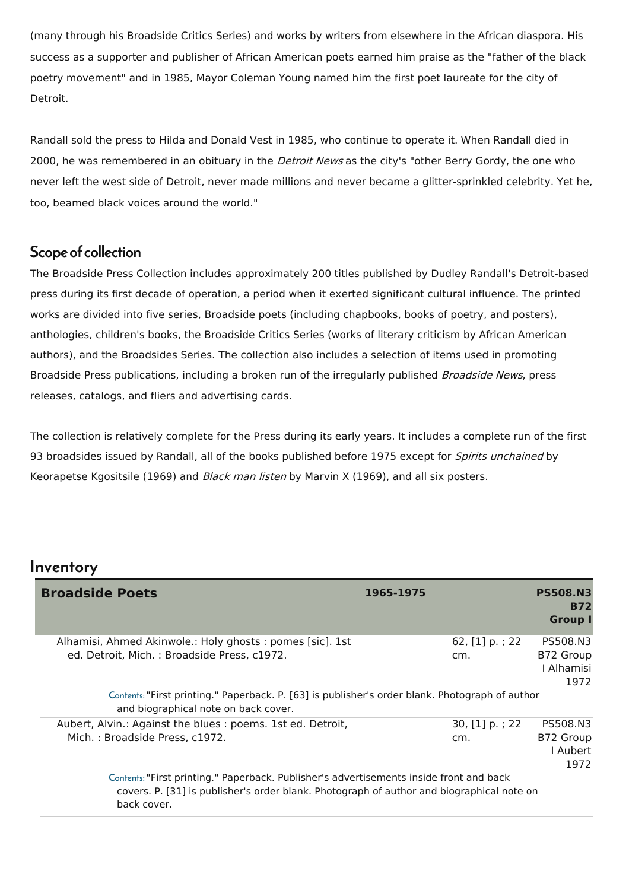(many through his Broadside Critics Series) and works by writers from elsewhere in the African diaspora. His success as a supporter and publisher of African American poets earned him praise as the "father of the black poetry movement" and in 1985, Mayor Coleman Young named him the first poet laureate for the city of Detroit.

Randall sold the press to Hilda and Donald Vest in 1985, who continue to operate it. When Randall died in 2000, he was remembered in an obituary in the *Detroit News* as the city's "other Berry Gordy, the one who never left the west side of Detroit, never made millions and never became a glitter-sprinkled celebrity. Yet he, too, beamed black voices around the world."

## Scope of collection

The Broadside Press Collection includes approximately 200 titles published by Dudley Randall's Detroit-based press during its first decade of operation, a period when it exerted significant cultural influence. The printed works are divided into five series, Broadside poets (including chapbooks, books of poetry, and posters), anthologies, children's books, the Broadside Critics Series (works of literary criticism by African American authors), and the Broadsides Series. The collection also includes a selection of items used in promoting Broadside Press publications, including a broken run of the irregularly published *Broadside News*, press releases, catalogs, and fliers and advertising cards.

The collection is relatively complete for the Press during its early years. It includes a complete run of the first 93 broadsides issued by Randall, all of the books published before 1975 except for *Spirits unchained* by Keorapetse Kgositsile (1969) and *Black man listen* by Marvin X (1969), and all six posters.

# Inventory

| **Broadside Poets** | **1965-1975** | | **PS508.N3 B72 Group I** |
|---|---|---|---|
| Alhamisi, Ahmed Akinwole.: Holy ghosts : pomes [sic]. 1st ed. Detroit, Mich. : Broadside Press, c1972. | | 62, [1] p. ; 22 cm. | PS508.N3 B72 Group I Alhamisi 1972 |
| Contents: "First printing." Paperback. P. [63] is publisher's order blank. Photograph of author and biographical note on back cover. | | | |
| Aubert, Alvin.: Against the blues : poems. 1st ed. Detroit, Mich. : Broadside Press, c1972. | | 30, [1] p. ; 22 cm. | PS508.N3 B72 Group I Aubert 1972 |
| Contents: "First printing." Paperback. Publisher's advertisements inside front and back covers. P. [31] is publisher's order blank. Photograph of author and biographical note on back cover. | | | |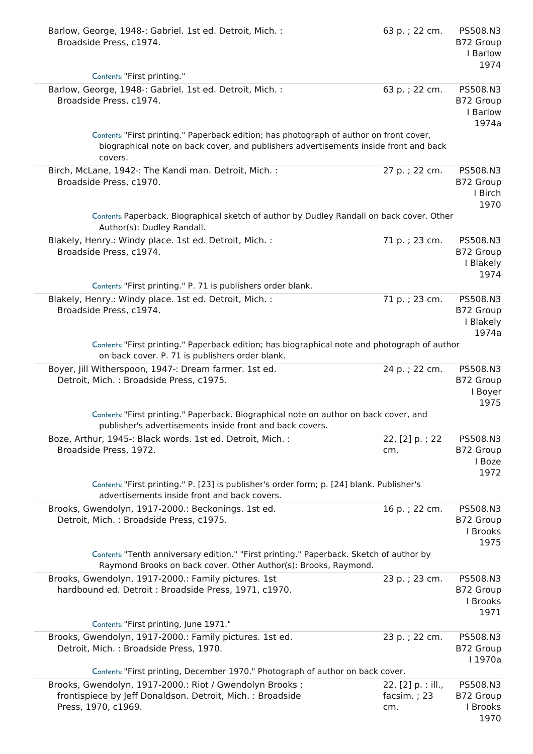Barlow, George, 1948-: Gabriel. 1st ed. Detroit, Mich. : Broadside Press, c1974. | 63 p. ; 22 cm. | PS508.N3 B72 Group I Barlow 1974

Contents: "First printing."

---

Barlow, George, 1948-: Gabriel. 1st ed. Detroit, Mich. : Broadside Press, c1974. | 63 p. ; 22 cm. | PS508.N3 B72 Group I Barlow 1974a

Contents: "First printing." Paperback edition; has photograph of author on front cover, biographical note on back cover, and publishers advertisements inside front and back covers.

---

Birch, McLane, 1942-: The Kandi man. Detroit, Mich. : Broadside Press, c1970. | 27 p. ; 22 cm. | PS508.N3 B72 Group I Birch 1970

Contents: Paperback. Biographical sketch of author by Dudley Randall on back cover. Other Author(s): Dudley Randall.

---

Blakely, Henry.: Windy place. 1st ed. Detroit, Mich. : Broadside Press, c1974. | 71 p. ; 23 cm. | PS508.N3 B72 Group I Blakely 1974

Contents: "First printing." P. 71 is publishers order blank.

---

Blakely, Henry.: Windy place. 1st ed. Detroit, Mich. : Broadside Press, c1974. | 71 p. ; 23 cm. | PS508.N3 B72 Group I Blakely 1974a

Contents: "First printing." Paperback edition; has biographical note and photograph of author on back cover. P. 71 is publishers order blank.

---

Boyer, Jill Witherspoon, 1947-: Dream farmer. 1st ed. Detroit, Mich. : Broadside Press, c1975. | 24 p. ; 22 cm. | PS508.N3 B72 Group I Boyer 1975

Contents: "First printing." Paperback. Biographical note on author on back cover, and publisher's advertisements inside front and back covers.

---

Boze, Arthur, 1945-: Black words. 1st ed. Detroit, Mich. : Broadside Press, 1972. | 22, [2] p. ; 22 cm. | PS508.N3 B72 Group I Boze 1972

Contents: "First printing." P. [23] is publisher's order form; p. [24] blank. Publisher's advertisements inside front and back covers.

---

Brooks, Gwendolyn, 1917-2000.: Beckonings. 1st ed. Detroit, Mich. : Broadside Press, c1975. | 16 p. ; 22 cm. | PS508.N3 B72 Group I Brooks 1975

Contents: "Tenth anniversary edition." "First printing." Paperback. Sketch of author by Raymond Brooks on back cover. Other Author(s): Brooks, Raymond.

---

Brooks, Gwendolyn, 1917-2000.: Family pictures. 1st hardbound ed. Detroit : Broadside Press, 1971, c1970. | 23 p. ; 23 cm. | PS508.N3 B72 Group I Brooks 1971

Contents: "First printing, June 1971."

---

Brooks, Gwendolyn, 1917-2000.: Family pictures. 1st ed. Detroit, Mich. : Broadside Press, 1970. | 23 p. ; 22 cm. | PS508.N3 B72 Group I 1970a

Contents: "First printing, December 1970." Photograph of author on back cover.

---

Brooks, Gwendolyn, 1917-2000.: Riot / Gwendolyn Brooks ; frontispiece by Jeff Donaldson. Detroit, Mich. : Broadside Press, 1970, c1969. | 22, [2] p. : ill., facsim. ; 23 cm. | PS508.N3 B72 Group I Brooks 1970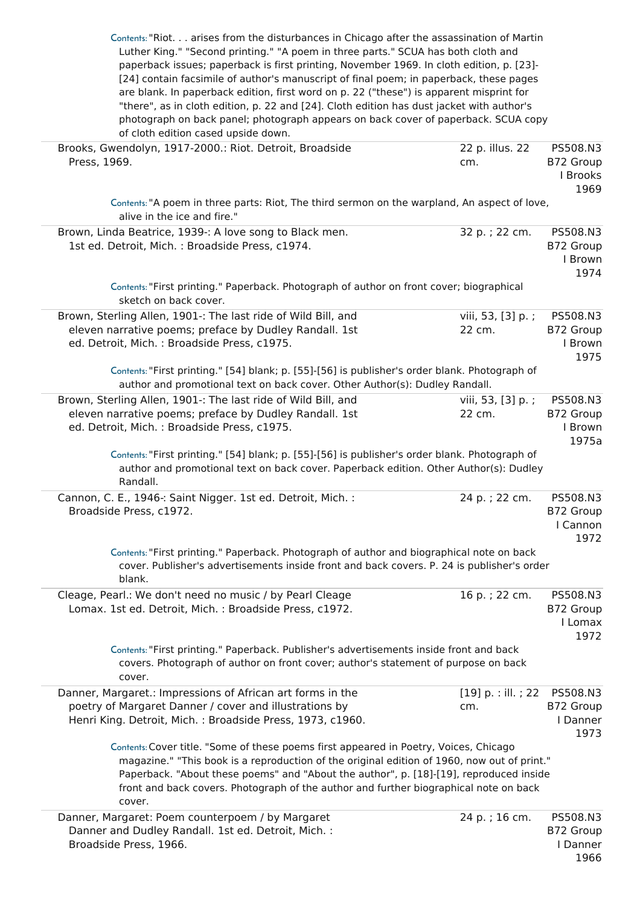Contents: "Riot. . . arises from the disturbances in Chicago after the assassination of Martin Luther King." "Second printing." "A poem in three parts." SCUA has both cloth and paperback issues; paperback is first printing, November 1969. In cloth edition, p. [23]-[24] contain facsimile of author's manuscript of final poem; in paperback, these pages are blank. In paperback edition, first word on p. 22 ("these") is apparent misprint for "there", as in cloth edition, p. 22 and [24]. Cloth edition has dust jacket with author's photograph on back panel; photograph appears on back cover of paperback. SCUA copy of cloth edition cased upside down.

| | | |
|---|---|---|
| Brooks, Gwendolyn, 1917-2000.: Riot. Detroit, Broadside Press, 1969. | 22 p. illus. 22 cm. | PS508.N3 B72 Group I Brooks 1969 |

Contents: "A poem in three parts: Riot, The third sermon on the warpland, An aspect of love, alive in the ice and fire."

| | | |
|---|---|---|
| Brown, Linda Beatrice, 1939-: A love song to Black men. 1st ed. Detroit, Mich. : Broadside Press, c1974. | 32 p. ; 22 cm. | PS508.N3 B72 Group I Brown 1974 |

Contents: "First printing." Paperback. Photograph of author on front cover; biographical sketch on back cover.

| | | |
|---|---|---|
| Brown, Sterling Allen, 1901-: The last ride of Wild Bill, and eleven narrative poems; preface by Dudley Randall. 1st ed. Detroit, Mich. : Broadside Press, c1975. | viii, 53, [3] p. ; 22 cm. | PS508.N3 B72 Group I Brown 1975 |

Contents: "First printing." [54] blank; p. [55]-[56] is publisher's order blank. Photograph of author and promotional text on back cover. Other Author(s): Dudley Randall.

| | | |
|---|---|---|
| Brown, Sterling Allen, 1901-: The last ride of Wild Bill, and eleven narrative poems; preface by Dudley Randall. 1st ed. Detroit, Mich. : Broadside Press, c1975. | viii, 53, [3] p. ; 22 cm. | PS508.N3 B72 Group I Brown 1975a |

Contents: "First printing." [54] blank; p. [55]-[56] is publisher's order blank. Photograph of author and promotional text on back cover. Paperback edition. Other Author(s): Dudley Randall.

| | | |
|---|---|---|
| Cannon, C. E., 1946-: Saint Nigger. 1st ed. Detroit, Mich. : Broadside Press, c1972. | 24 p. ; 22 cm. | PS508.N3 B72 Group I Cannon 1972 |

Contents: "First printing." Paperback. Photograph of author and biographical note on back cover. Publisher's advertisements inside front and back covers. P. 24 is publisher's order blank.

| | | |
|---|---|---|
| Cleage, Pearl.: We don't need no music / by Pearl Cleage Lomax. 1st ed. Detroit, Mich. : Broadside Press, c1972. | 16 p. ; 22 cm. | PS508.N3 B72 Group I Lomax 1972 |

Contents: "First printing." Paperback. Publisher's advertisements inside front and back covers. Photograph of author on front cover; author's statement of purpose on back cover.

| | | |
|---|---|---|
| Danner, Margaret.: Impressions of African art forms in the poetry of Margaret Danner / cover and illustrations by Henri King. Detroit, Mich. : Broadside Press, 1973, c1960. | [19] p. : ill. ; 22 cm. | PS508.N3 B72 Group I Danner 1973 |

Contents: Cover title. "Some of these poems first appeared in Poetry, Voices, Chicago magazine." "This book is a reproduction of the original edition of 1960, now out of print." Paperback. "About these poems" and "About the author", p. [18]-[19], reproduced inside front and back covers. Photograph of the author and further biographical note on back cover.

| | | |
|---|---|---|
| Danner, Margaret: Poem counterpoem / by Margaret Danner and Dudley Randall. 1st ed. Detroit, Mich. : Broadside Press, 1966. | 24 p. ; 16 cm. | PS508.N3 B72 Group I Danner 1966 |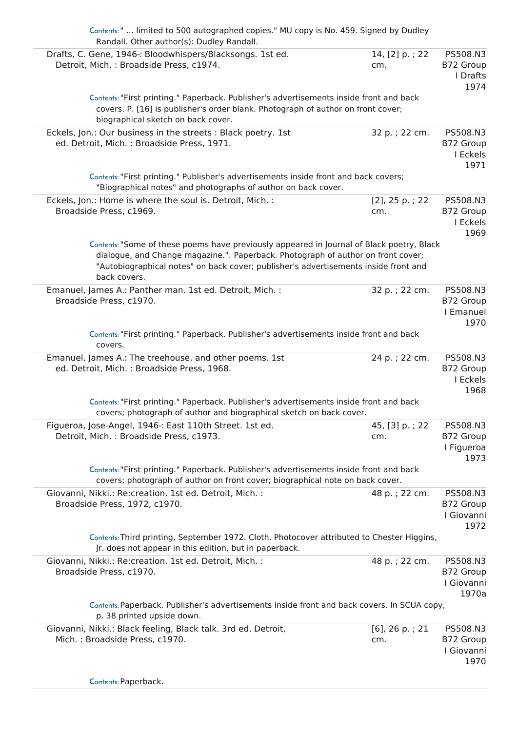Contents: " ... limited to 500 autographed copies." MU copy is No. 459. Signed by Dudley Randall. Other author(s): Dudley Randall.

| | | |
|---|---|---|
| Drafts, C. Gene, 1946-: Bloodwhispers/Blacksongs. 1st ed. Detroit, Mich. : Broadside Press, c1974. | 14, [2] p. ; 22 cm. | PS508.N3 B72 Group I Drafts 1974 |

Contents: "First printing." Paperback. Publisher's advertisements inside front and back covers. P. [16] is publisher's order blank. Photograph of author on front cover; biographical sketch on back cover.

| | | |
|---|---|---|
| Eckels, Jon.: Our business in the streets : Black poetry. 1st ed. Detroit, Mich. : Broadside Press, 1971. | 32 p. ; 22 cm. | PS508.N3 B72 Group I Eckels 1971 |

Contents: "First printing." Publisher's advertisements inside front and back covers; "Biographical notes" and photographs of author on back cover.

| | | |
|---|---|---|
| Eckels, Jon.: Home is where the soul is. Detroit, Mich. : Broadside Press, c1969. | [2], 25 p. ; 22 cm. | PS508.N3 B72 Group I Eckels 1969 |

Contents: "Some of these poems have previously appeared in Journal of Black poetry, Black dialogue, and Change magazine.". Paperback. Photograph of author on front cover; "Autobiographical notes" on back cover; publisher's advertisements inside front and back covers.

| | | |
|---|---|---|
| Emanuel, James A.: Panther man. 1st ed. Detroit, Mich. : Broadside Press, c1970. | 32 p. ; 22 cm. | PS508.N3 B72 Group I Emanuel 1970 |

Contents: "First printing." Paperback. Publisher's advertisements inside front and back covers.

| | | |
|---|---|---|
| Emanuel, James A.: The treehouse, and other poems. 1st ed. Detroit, Mich. : Broadside Press, 1968. | 24 p. ; 22 cm. | PS508.N3 B72 Group I Eckels 1968 |

Contents: "First printing." Paperback. Publisher's advertisements inside front and back covers; photograph of author and biographical sketch on back cover.

| | | |
|---|---|---|
| Figueroa, Jose-Angel, 1946-: East 110th Street. 1st ed. Detroit, Mich. : Broadside Press, c1973. | 45, [3] p. ; 22 cm. | PS508.N3 B72 Group I Figueroa 1973 |

Contents: "First printing." Paperback. Publisher's advertisements inside front and back covers; photograph of author on front cover; biographical note on back cover.

| | | |
|---|---|---|
| Giovanni, Nikki.: Re:creation. 1st ed. Detroit, Mich. : Broadside Press, 1972, c1970. | 48 p. ; 22 cm. | PS508.N3 B72 Group I Giovanni 1972 |

Contents: Third printing, September 1972. Cloth. Photocover attributed to Chester Higgins, Jr. does not appear in this edition, but in paperback.

| | | |
|---|---|---|
| Giovanni, Nikki.: Re:creation. 1st ed. Detroit, Mich. : Broadside Press, c1970. | 48 p. ; 22 cm. | PS508.N3 B72 Group I Giovanni 1970a |

Contents: Paperback. Publisher's advertisements inside front and back covers. In SCUA copy, p. 38 printed upside down.

| | | |
|---|---|---|
| Giovanni, Nikki.: Black feeling, Black talk. 3rd ed. Detroit, Mich. : Broadside Press, c1970. | [6], 26 p. ; 21 cm. | PS508.N3 B72 Group I Giovanni 1970 |

Contents: Paperback.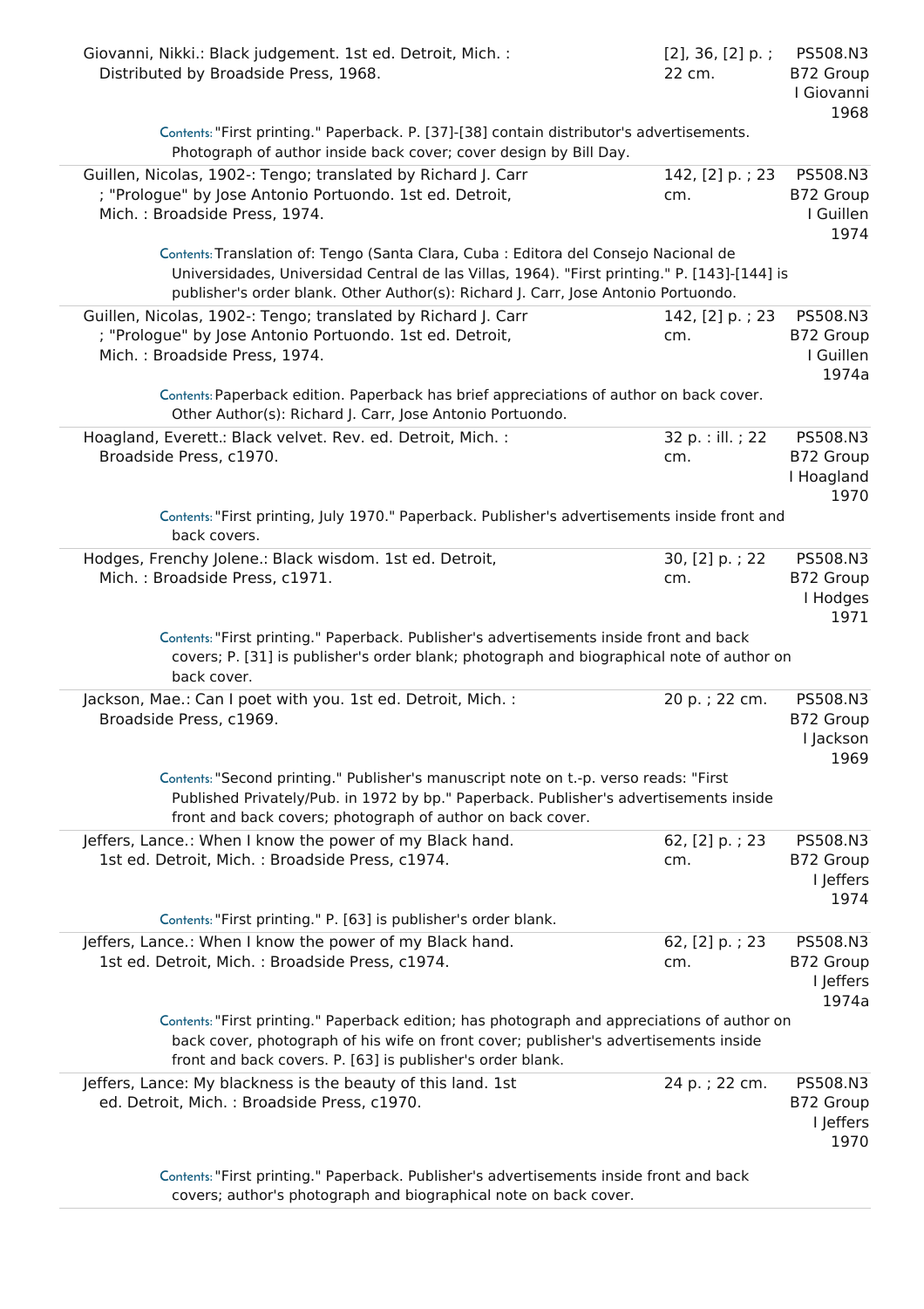Giovanni, Nikki.: Black judgement. 1st ed. Detroit, Mich. : Distributed by Broadside Press, 1968. | [2], 36, [2] p. ; 22 cm. | PS508.N3 B72 Group I Giovanni 1968

Contents: "First printing." Paperback. P. [37]-[38] contain distributor's advertisements. Photograph of author inside back cover; cover design by Bill Day.

---

Guillen, Nicolas, 1902-: Tengo; translated by Richard J. Carr ; "Prologue" by Jose Antonio Portuondo. 1st ed. Detroit, Mich. : Broadside Press, 1974. | 142, [2] p. ; 23 cm. | PS508.N3 B72 Group I Guillen 1974

Contents: Translation of: Tengo (Santa Clara, Cuba : Editora del Consejo Nacional de Universidades, Universidad Central de las Villas, 1964). "First printing." P. [143]-[144] is publisher's order blank. Other Author(s): Richard J. Carr, Jose Antonio Portuondo.

---

Guillen, Nicolas, 1902-: Tengo; translated by Richard J. Carr ; "Prologue" by Jose Antonio Portuondo. 1st ed. Detroit, Mich. : Broadside Press, 1974. | 142, [2] p. ; 23 cm. | PS508.N3 B72 Group I Guillen 1974a

Contents: Paperback edition. Paperback has brief appreciations of author on back cover. Other Author(s): Richard J. Carr, Jose Antonio Portuondo.

---

Hoagland, Everett.: Black velvet. Rev. ed. Detroit, Mich. : Broadside Press, c1970. | 32 p. : ill. ; 22 cm. | PS508.N3 B72 Group I Hoagland 1970

Contents: "First printing, July 1970." Paperback. Publisher's advertisements inside front and back covers.

---

Hodges, Frenchy Jolene.: Black wisdom. 1st ed. Detroit, Mich. : Broadside Press, c1971. | 30, [2] p. ; 22 cm. | PS508.N3 B72 Group I Hodges 1971

Contents: "First printing." Paperback. Publisher's advertisements inside front and back covers; P. [31] is publisher's order blank; photograph and biographical note of author on back cover.

---

Jackson, Mae.: Can I poet with you. 1st ed. Detroit, Mich. : Broadside Press, c1969. | 20 p. ; 22 cm. | PS508.N3 B72 Group I Jackson 1969

Contents: "Second printing." Publisher's manuscript note on t.-p. verso reads: "First Published Privately/Pub. in 1972 by bp." Paperback. Publisher's advertisements inside front and back covers; photograph of author on back cover.

---

Jeffers, Lance.: When I know the power of my Black hand. 1st ed. Detroit, Mich. : Broadside Press, c1974. | 62, [2] p. ; 23 cm. | PS508.N3 B72 Group I Jeffers 1974

Contents: "First printing." P. [63] is publisher's order blank.

---

Jeffers, Lance.: When I know the power of my Black hand. 1st ed. Detroit, Mich. : Broadside Press, c1974. | 62, [2] p. ; 23 cm. | PS508.N3 B72 Group I Jeffers 1974a

Contents: "First printing." Paperback edition; has photograph and appreciations of author on back cover, photograph of his wife on front cover; publisher's advertisements inside front and back covers. P. [63] is publisher's order blank.

---

Jeffers, Lance: My blackness is the beauty of this land. 1st ed. Detroit, Mich. : Broadside Press, c1970. | 24 p. ; 22 cm. | PS508.N3 B72 Group I Jeffers 1970

Contents: "First printing." Paperback. Publisher's advertisements inside front and back covers; author's photograph and biographical note on back cover.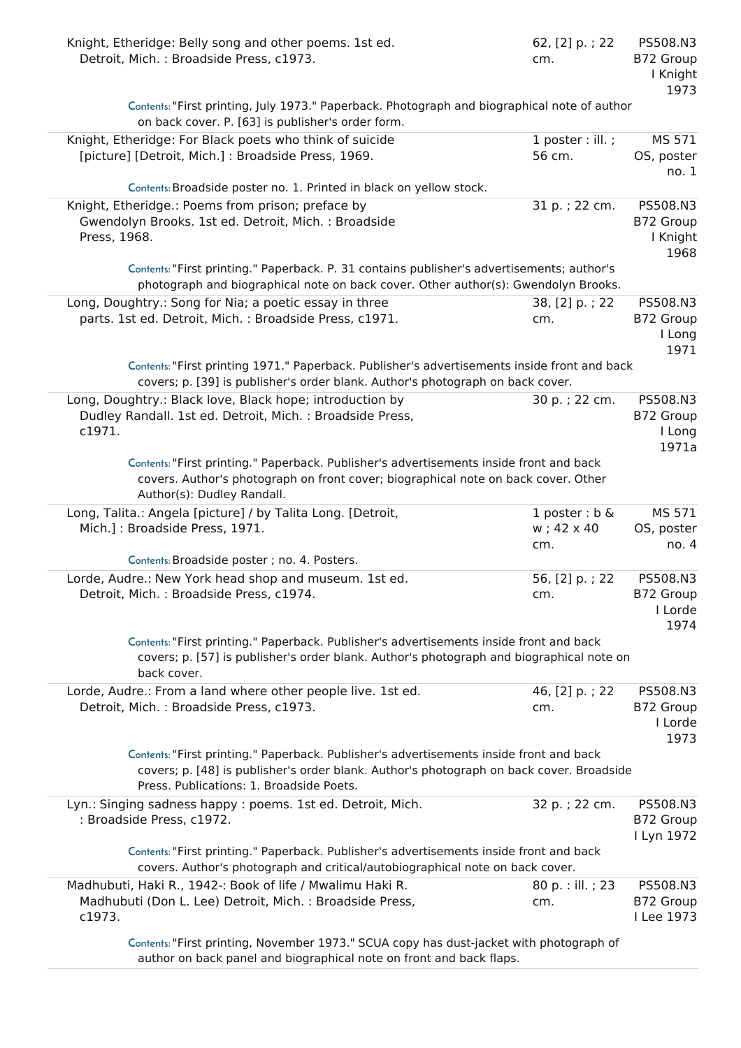| Title | Description | Call number |
| --- | --- | --- |
| Knight, Etheridge: Belly song and other poems. 1st ed. Detroit, Mich. : Broadside Press, c1973. | 62, [2] p. ; 22 cm. | PS508.N3 B72 Group I Knight 1973 |

Contents: "First printing, July 1973." Paperback. Photograph and biographical note of author on back cover. P. [63] is publisher's order form.

| Title | Description | Call number |
| --- | --- | --- |
| Knight, Etheridge: For Black poets who think of suicide [picture] [Detroit, Mich.] : Broadside Press, 1969. | 1 poster : ill. ; 56 cm. | MS 571 OS, poster no. 1 |

Contents: Broadside poster no. 1. Printed in black on yellow stock.

| Title | Description | Call number |
| --- | --- | --- |
| Knight, Etheridge.: Poems from prison; preface by Gwendolyn Brooks. 1st ed. Detroit, Mich. : Broadside Press, 1968. | 31 p. ; 22 cm. | PS508.N3 B72 Group I Knight 1968 |

Contents: "First printing." Paperback. P. 31 contains publisher's advertisements; author's photograph and biographical note on back cover. Other author(s): Gwendolyn Brooks.

| Title | Description | Call number |
| --- | --- | --- |
| Long, Doughtry.: Song for Nia; a poetic essay in three parts. 1st ed. Detroit, Mich. : Broadside Press, c1971. | 38, [2] p. ; 22 cm. | PS508.N3 B72 Group I Long 1971 |

Contents: "First printing 1971." Paperback. Publisher's advertisements inside front and back covers; p. [39] is publisher's order blank. Author's photograph on back cover.

| Title | Description | Call number |
| --- | --- | --- |
| Long, Doughtry.: Black love, Black hope; introduction by Dudley Randall. 1st ed. Detroit, Mich. : Broadside Press, c1971. | 30 p. ; 22 cm. | PS508.N3 B72 Group I Long 1971a |

Contents: "First printing." Paperback. Publisher's advertisements inside front and back covers. Author's photograph on front cover; biographical note on back cover. Other Author(s): Dudley Randall.

| Title | Description | Call number |
| --- | --- | --- |
| Long, Talita.: Angela [picture] / by Talita Long. [Detroit, Mich.] : Broadside Press, 1971. | 1 poster : b & w ; 42 x 40 cm. | MS 571 OS, poster no. 4 |

Contents: Broadside poster ; no. 4. Posters.

| Title | Description | Call number |
| --- | --- | --- |
| Lorde, Audre.: New York head shop and museum. 1st ed. Detroit, Mich. : Broadside Press, c1974. | 56, [2] p. ; 22 cm. | PS508.N3 B72 Group I Lorde 1974 |

Contents: "First printing." Paperback. Publisher's advertisements inside front and back covers; p. [57] is publisher's order blank. Author's photograph and biographical note on back cover.

| Title | Description | Call number |
| --- | --- | --- |
| Lorde, Audre.: From a land where other people live. 1st ed. Detroit, Mich. : Broadside Press, c1973. | 46, [2] p. ; 22 cm. | PS508.N3 B72 Group I Lorde 1973 |

Contents: "First printing." Paperback. Publisher's advertisements inside front and back covers; p. [48] is publisher's order blank. Author's photograph on back cover. Broadside Press. Publications: 1. Broadside Poets.

| Title | Description | Call number |
| --- | --- | --- |
| Lyn.: Singing sadness happy : poems. 1st ed. Detroit, Mich. : Broadside Press, c1972. | 32 p. ; 22 cm. | PS508.N3 B72 Group I Lyn 1972 |

Contents: "First printing." Paperback. Publisher's advertisements inside front and back covers. Author's photograph and critical/autobiographical note on back cover.

| Title | Description | Call number |
| --- | --- | --- |
| Madhubuti, Haki R., 1942-: Book of life / Mwalimu Haki R. Madhubuti (Don L. Lee) Detroit, Mich. : Broadside Press, c1973. | 80 p. : ill. ; 23 cm. | PS508.N3 B72 Group I Lee 1973 |

Contents: "First printing, November 1973." SCUA copy has dust-jacket with photograph of author on back panel and biographical note on front and back flaps.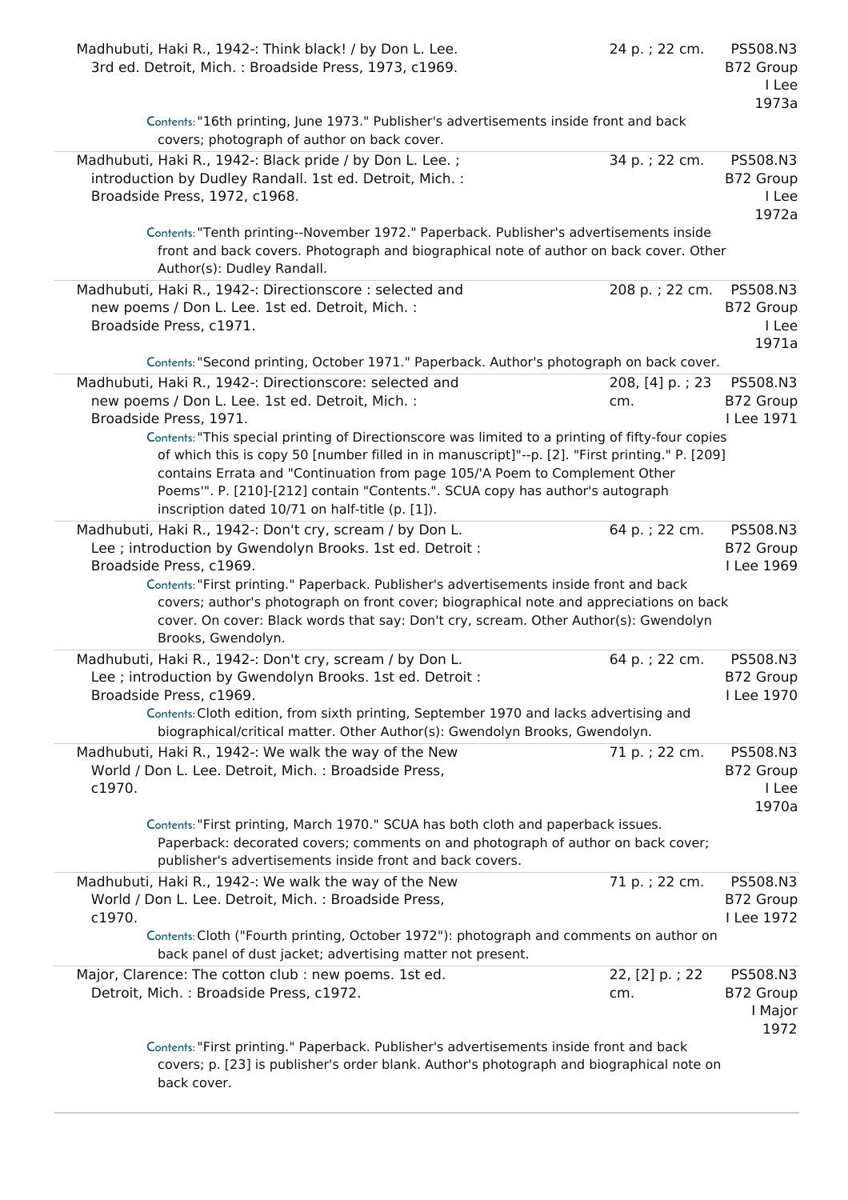| | | |
|---|---|---|
| Madhubuti, Haki R., 1942-: Think black! / by Don L. Lee. 3rd ed. Detroit, Mich. : Broadside Press, 1973, c1969. | 24 p. ; 22 cm. | PS508.N3 B72 Group I Lee 1973a |
| Contents: "16th printing, June 1973." Publisher's advertisements inside front and back covers; photograph of author on back cover. | | |
| Madhubuti, Haki R., 1942-: Black pride / by Don L. Lee. ; introduction by Dudley Randall. 1st ed. Detroit, Mich. : Broadside Press, 1972, c1968. | 34 p. ; 22 cm. | PS508.N3 B72 Group I Lee 1972a |
| Contents: "Tenth printing--November 1972." Paperback. Publisher's advertisements inside front and back covers. Photograph and biographical note of author on back cover. Other Author(s): Dudley Randall. | | |
| Madhubuti, Haki R., 1942-: Directionscore : selected and new poems / Don L. Lee. 1st ed. Detroit, Mich. : Broadside Press, c1971. | 208 p. ; 22 cm. | PS508.N3 B72 Group I Lee 1971a |
| Contents: "Second printing, October 1971." Paperback. Author's photograph on back cover. | | |
| Madhubuti, Haki R., 1942-: Directionscore: selected and new poems / Don L. Lee. 1st ed. Detroit, Mich. : Broadside Press, 1971. | 208, [4] p. ; 23 cm. | PS508.N3 B72 Group I Lee 1971 |
| Contents: "This special printing of Directionscore was limited to a printing of fifty-four copies of which this is copy 50 [number filled in in manuscript]"--p. [2]. "First printing." P. [209] contains Errata and "Continuation from page 105/'A Poem to Complement Other Poems'". P. [210]-[212] contain "Contents.". SCUA copy has author's autograph inscription dated 10/71 on half-title (p. [1]). | | |
| Madhubuti, Haki R., 1942-: Don't cry, scream / by Don L. Lee ; introduction by Gwendolyn Brooks. 1st ed. Detroit : Broadside Press, c1969. | 64 p. ; 22 cm. | PS508.N3 B72 Group I Lee 1969 |
| Contents: "First printing." Paperback. Publisher's advertisements inside front and back covers; author's photograph on front cover; biographical note and appreciations on back cover. On cover: Black words that say: Don't cry, scream. Other Author(s): Gwendolyn Brooks, Gwendolyn. | | |
| Madhubuti, Haki R., 1942-: Don't cry, scream / by Don L. Lee ; introduction by Gwendolyn Brooks. 1st ed. Detroit : Broadside Press, c1969. | 64 p. ; 22 cm. | PS508.N3 B72 Group I Lee 1970 |
| Contents: Cloth edition, from sixth printing, September 1970 and lacks advertising and biographical/critical matter. Other Author(s): Gwendolyn Brooks, Gwendolyn. | | |
| Madhubuti, Haki R., 1942-: We walk the way of the New World / Don L. Lee. Detroit, Mich. : Broadside Press, c1970. | 71 p. ; 22 cm. | PS508.N3 B72 Group I Lee 1970a |
| Contents: "First printing, March 1970." SCUA has both cloth and paperback issues. Paperback: decorated covers; comments on and photograph of author on back cover; publisher's advertisements inside front and back covers. | | |
| Madhubuti, Haki R., 1942-: We walk the way of the New World / Don L. Lee. Detroit, Mich. : Broadside Press, c1970. | 71 p. ; 22 cm. | PS508.N3 B72 Group I Lee 1972 |
| Contents: Cloth ("Fourth printing, October 1972"): photograph and comments on author on back panel of dust jacket; advertising matter not present. | | |
| Major, Clarence: The cotton club : new poems. 1st ed. Detroit, Mich. : Broadside Press, c1972. | 22, [2] p. ; 22 cm. | PS508.N3 B72 Group I Major 1972 |
| Contents: "First printing." Paperback. Publisher's advertisements inside front and back covers; p. [23] is publisher's order blank. Author's photograph and biographical note on back cover. | | |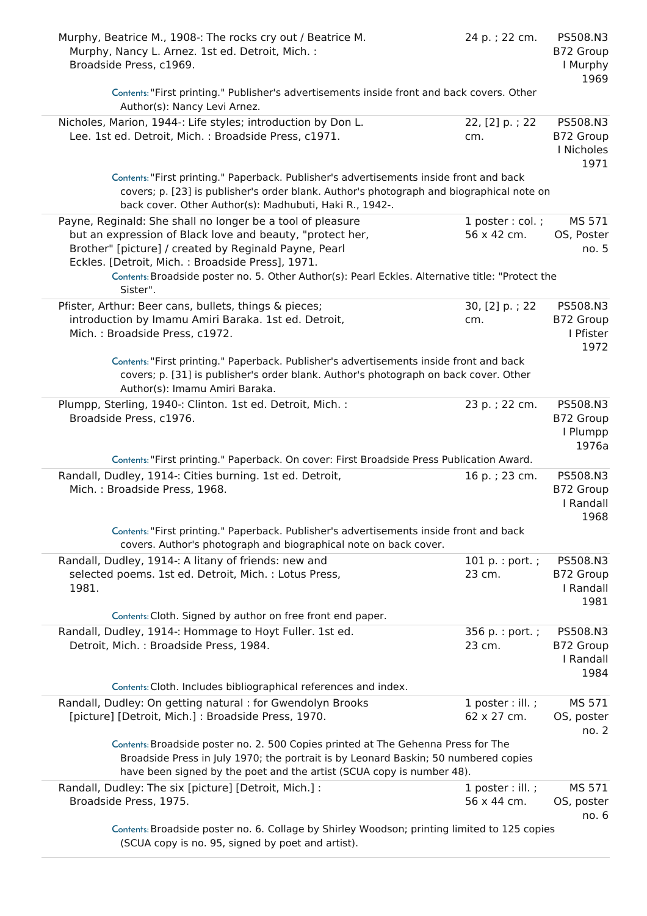| | | |
|---|---|---|
| Murphy, Beatrice M., 1908-: The rocks cry out / Beatrice M. Murphy, Nancy L. Arnez. 1st ed. Detroit, Mich. : Broadside Press, c1969. | 24 p. ; 22 cm. | PS508.N3 B72 Group I Murphy 1969 |
| Contents: "First printing." Publisher's advertisements inside front and back covers. Other Author(s): Nancy Levi Arnez. | | |
| Nicholes, Marion, 1944-: Life styles; introduction by Don L. Lee. 1st ed. Detroit, Mich. : Broadside Press, c1971. | 22, [2] p. ; 22 cm. | PS508.N3 B72 Group I Nicholes 1971 |
| Contents: "First printing." Paperback. Publisher's advertisements inside front and back covers; p. [23] is publisher's order blank. Author's photograph and biographical note on back cover. Other Author(s): Madhubuti, Haki R., 1942-. | | |
| Payne, Reginald: She shall no longer be a tool of pleasure but an expression of Black love and beauty, "protect her, Brother" [picture] / created by Reginald Payne, Pearl Eckles. [Detroit, Mich. : Broadside Press], 1971. | 1 poster : col. ; 56 x 42 cm. | MS 571 OS, Poster no. 5 |
| Contents: Broadside poster no. 5. Other Author(s): Pearl Eckles. Alternative title: "Protect the Sister". | | |
| Pfister, Arthur: Beer cans, bullets, things & pieces; introduction by Imamu Amiri Baraka. 1st ed. Detroit, Mich. : Broadside Press, c1972. | 30, [2] p. ; 22 cm. | PS508.N3 B72 Group I Pfister 1972 |
| Contents: "First printing." Paperback. Publisher's advertisements inside front and back covers; p. [31] is publisher's order blank. Author's photograph on back cover. Other Author(s): Imamu Amiri Baraka. | | |
| Plumpp, Sterling, 1940-: Clinton. 1st ed. Detroit, Mich. : Broadside Press, c1976. | 23 p. ; 22 cm. | PS508.N3 B72 Group I Plumpp 1976a |
| Contents: "First printing." Paperback. On cover: First Broadside Press Publication Award. | | |
| Randall, Dudley, 1914-: Cities burning. 1st ed. Detroit, Mich. : Broadside Press, 1968. | 16 p. ; 23 cm. | PS508.N3 B72 Group I Randall 1968 |
| Contents: "First printing." Paperback. Publisher's advertisements inside front and back covers. Author's photograph and biographical note on back cover. | | |
| Randall, Dudley, 1914-: A litany of friends: new and selected poems. 1st ed. Detroit, Mich. : Lotus Press, 1981. | 101 p. : port. ; 23 cm. | PS508.N3 B72 Group I Randall 1981 |
| Contents: Cloth. Signed by author on free front end paper. | | |
| Randall, Dudley, 1914-: Hommage to Hoyt Fuller. 1st ed. Detroit, Mich. : Broadside Press, 1984. | 356 p. : port. ; 23 cm. | PS508.N3 B72 Group I Randall 1984 |
| Contents: Cloth. Includes bibliographical references and index. | | |
| Randall, Dudley: On getting natural : for Gwendolyn Brooks [picture] [Detroit, Mich.] : Broadside Press, 1970. | 1 poster : ill. ; 62 x 27 cm. | MS 571 OS, poster no. 2 |
| Contents: Broadside poster no. 2. 500 Copies printed at The Gehenna Press for The Broadside Press in July 1970; the portrait is by Leonard Baskin; 50 numbered copies have been signed by the poet and the artist (SCUA copy is number 48). | | |
| Randall, Dudley: The six [picture] [Detroit, Mich.] : Broadside Press, 1975. | 1 poster : ill. ; 56 x 44 cm. | MS 571 OS, poster no. 6 |
| Contents: Broadside poster no. 6. Collage by Shirley Woodson; printing limited to 125 copies (SCUA copy is no. 95, signed by poet and artist). | | |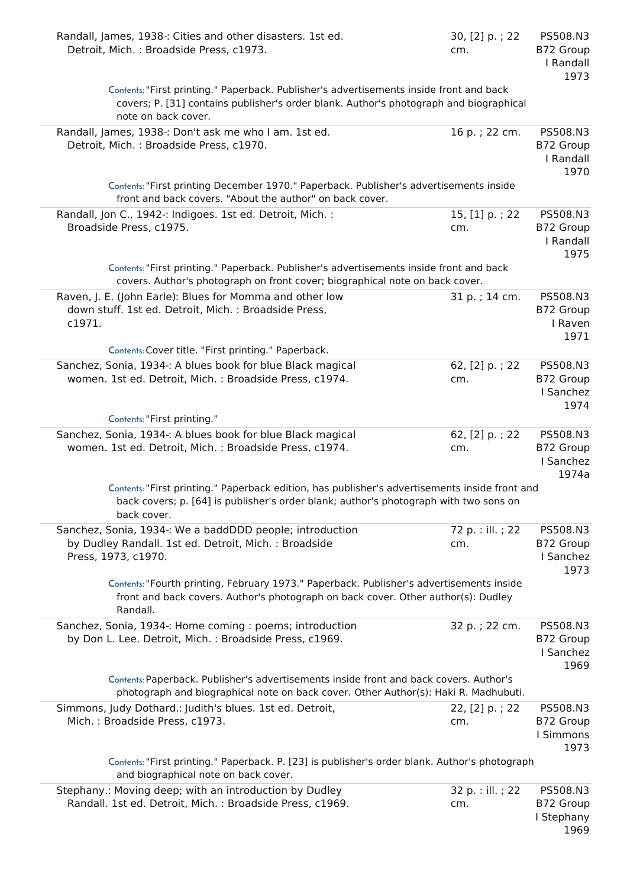| | | |
|---|---|---|
| Randall, James, 1938-: Cities and other disasters. 1st ed. Detroit, Mich. : Broadside Press, c1973. | 30, [2] p. ; 22 cm. | PS508.N3 B72 Group I Randall 1973 |
| Contents: "First printing." Paperback. Publisher's advertisements inside front and back covers; P. [31] contains publisher's order blank. Author's photograph and biographical note on back cover. | | |
| Randall, James, 1938-: Don't ask me who I am. 1st ed. Detroit, Mich. : Broadside Press, c1970. | 16 p. ; 22 cm. | PS508.N3 B72 Group I Randall 1970 |
| Contents: "First printing December 1970." Paperback. Publisher's advertisements inside front and back covers. "About the author" on back cover. | | |
| Randall, Jon C., 1942-: Indigoes. 1st ed. Detroit, Mich. : Broadside Press, c1975. | 15, [1] p. ; 22 cm. | PS508.N3 B72 Group I Randall 1975 |
| Contents: "First printing." Paperback. Publisher's advertisements inside front and back covers. Author's photograph on front cover; biographical note on back cover. | | |
| Raven, J. E. (John Earle): Blues for Momma and other low down stuff. 1st ed. Detroit, Mich. : Broadside Press, c1971. | 31 p. ; 14 cm. | PS508.N3 B72 Group I Raven 1971 |
| Contents: Cover title. "First printing." Paperback. | | |
| Sanchez, Sonia, 1934-: A blues book for blue Black magical women. 1st ed. Detroit, Mich. : Broadside Press, c1974. | 62, [2] p. ; 22 cm. | PS508.N3 B72 Group I Sanchez 1974 |
| Contents: "First printing." | | |
| Sanchez, Sonia, 1934-: A blues book for blue Black magical women. 1st ed. Detroit, Mich. : Broadside Press, c1974. | 62, [2] p. ; 22 cm. | PS508.N3 B72 Group I Sanchez 1974a |
| Contents: "First printing." Paperback edition, has publisher's advertisements inside front and back covers; p. [64] is publisher's order blank; author's photograph with two sons on back cover. | | |
| Sanchez, Sonia, 1934-: We a baddDDD people; introduction by Dudley Randall. 1st ed. Detroit, Mich. : Broadside Press, 1973, c1970. | 72 p. : ill. ; 22 cm. | PS508.N3 B72 Group I Sanchez 1973 |
| Contents: "Fourth printing, February 1973." Paperback. Publisher's advertisements inside front and back covers. Author's photograph on back cover. Other author(s): Dudley Randall. | | |
| Sanchez, Sonia, 1934-: Home coming : poems; introduction by Don L. Lee. Detroit, Mich. : Broadside Press, c1969. | 32 p. ; 22 cm. | PS508.N3 B72 Group I Sanchez 1969 |
| Contents: Paperback. Publisher's advertisements inside front and back covers. Author's photograph and biographical note on back cover. Other Author(s): Haki R. Madhubuti. | | |
| Simmons, Judy Dothard.: Judith's blues. 1st ed. Detroit, Mich. : Broadside Press, c1973. | 22, [2] p. ; 22 cm. | PS508.N3 B72 Group I Simmons 1973 |
| Contents: "First printing." Paperback. P. [23] is publisher's order blank. Author's photograph and biographical note on back cover. | | |
| Stephany.: Moving deep; with an introduction by Dudley Randall. 1st ed. Detroit, Mich. : Broadside Press, c1969. | 32 p. : ill. ; 22 cm. | PS508.N3 B72 Group I Stephany 1969 |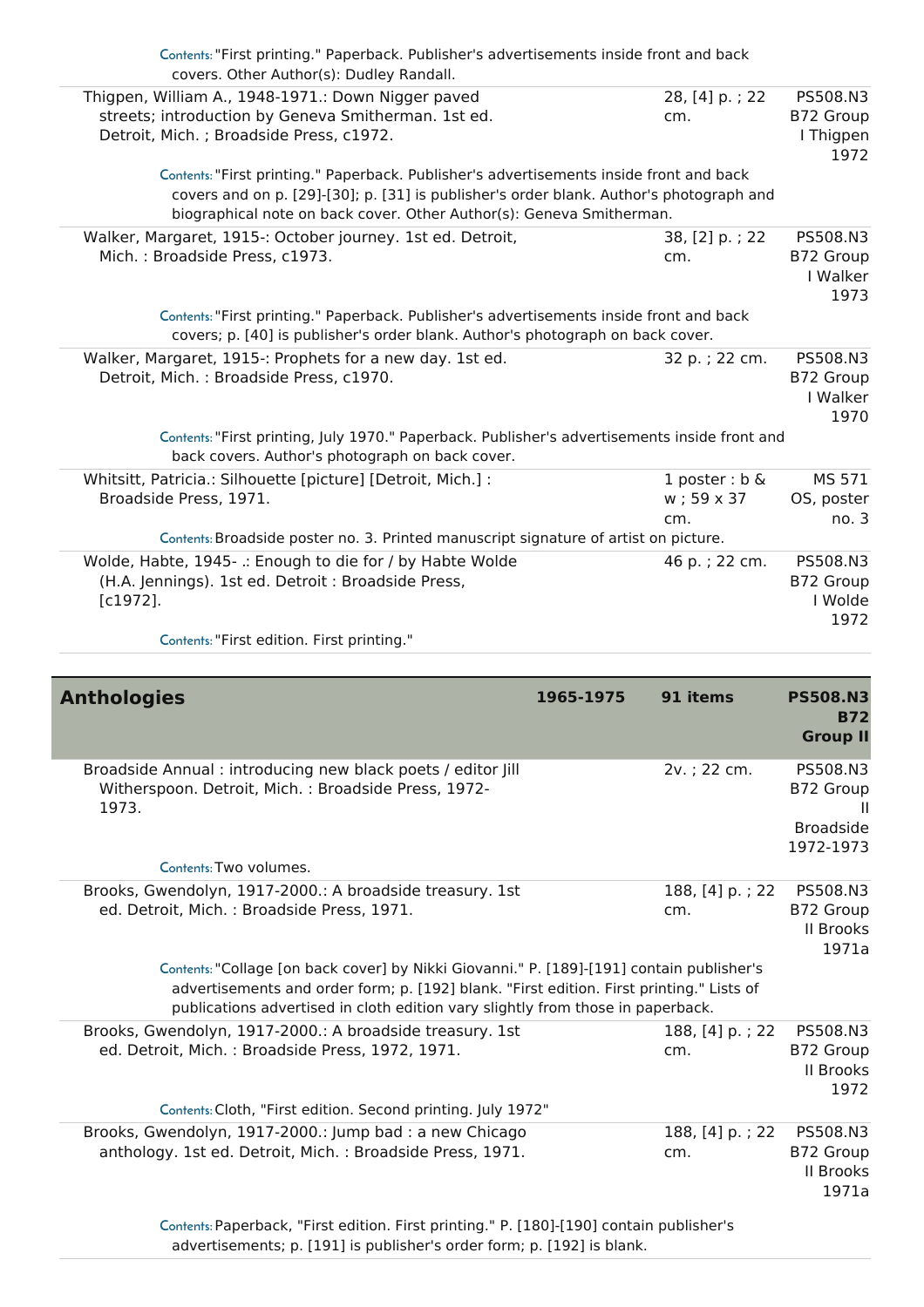Contents: "First printing." Paperback. Publisher's advertisements inside front and back covers. Other Author(s): Dudley Randall.

| | | |
|---|---|---|
| Thigpen, William A., 1948-1971.: Down Nigger paved streets; introduction by Geneva Smitherman. 1st ed. Detroit, Mich. ; Broadside Press, c1972. | 28, [4] p. ; 22 cm. | PS508.N3 B72 Group I Thigpen 1972 |

Contents: "First printing." Paperback. Publisher's advertisements inside front and back covers and on p. [29]-[30]; p. [31] is publisher's order blank. Author's photograph and biographical note on back cover. Other Author(s): Geneva Smitherman.

| | | |
|---|---|---|
| Walker, Margaret, 1915-: October journey. 1st ed. Detroit, Mich. : Broadside Press, c1973. | 38, [2] p. ; 22 cm. | PS508.N3 B72 Group I Walker 1973 |

Contents: "First printing." Paperback. Publisher's advertisements inside front and back covers; p. [40] is publisher's order blank. Author's photograph on back cover.

| | | |
|---|---|---|
| Walker, Margaret, 1915-: Prophets for a new day. 1st ed. Detroit, Mich. : Broadside Press, c1970. | 32 p. ; 22 cm. | PS508.N3 B72 Group I Walker 1970 |

Contents: "First printing, July 1970." Paperback. Publisher's advertisements inside front and back covers. Author's photograph on back cover.

| | | |
|---|---|---|
| Whitsitt, Patricia.: Silhouette [picture] [Detroit, Mich.] : Broadside Press, 1971. | 1 poster : b & w ; 59 x 37 cm. | MS 571 OS, poster no. 3 |

Contents: Broadside poster no. 3. Printed manuscript signature of artist on picture.

| | | |
|---|---|---|
| Wolde, Habte, 1945- .: Enough to die for / by Habte Wolde (H.A. Jennings). 1st ed. Detroit : Broadside Press, [c1972]. | 46 p. ; 22 cm. | PS508.N3 B72 Group I Wolde 1972 |

Contents: "First edition. First printing."

## Anthologies | 1965-1975 | 91 items | PS508.N3 B72 Group II

| | | |
|---|---|---|
| Broadside Annual : introducing new black poets / editor Jill Witherspoon. Detroit, Mich. : Broadside Press, 1972-1973. | 2v. ; 22 cm. | PS508.N3 B72 Group II Broadside 1972-1973 |

Contents: Two volumes.

| | | |
|---|---|---|
| Brooks, Gwendolyn, 1917-2000.: A broadside treasury. 1st ed. Detroit, Mich. : Broadside Press, 1971. | 188, [4] p. ; 22 cm. | PS508.N3 B72 Group II Brooks 1971a |

Contents: "Collage [on back cover] by Nikki Giovanni." P. [189]-[191] contain publisher's advertisements and order form; p. [192] blank. "First edition. First printing." Lists of publications advertised in cloth edition vary slightly from those in paperback.

| | | |
|---|---|---|
| Brooks, Gwendolyn, 1917-2000.: A broadside treasury. 1st ed. Detroit, Mich. : Broadside Press, 1972, 1971. | 188, [4] p. ; 22 cm. | PS508.N3 B72 Group II Brooks 1972 |

Contents: Cloth, "First edition. Second printing. July 1972"

| | | |
|---|---|---|
| Brooks, Gwendolyn, 1917-2000.: Jump bad : a new Chicago anthology. 1st ed. Detroit, Mich. : Broadside Press, 1971. | 188, [4] p. ; 22 cm. | PS508.N3 B72 Group II Brooks 1971a |

Contents: Paperback, "First edition. First printing." P. [180]-[190] contain publisher's advertisements; p. [191] is publisher's order form; p. [192] is blank.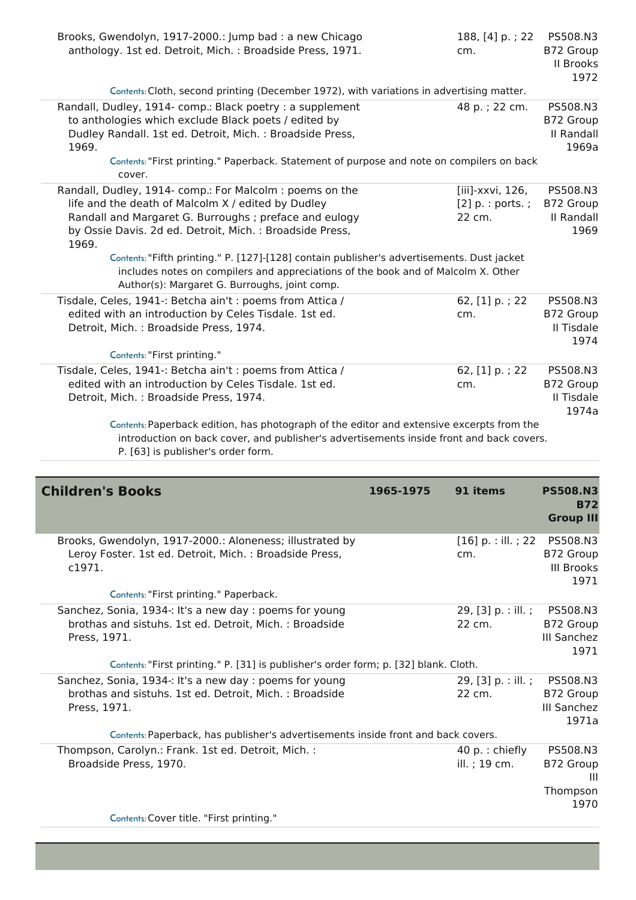| | | |
|---|---|---|
| Brooks, Gwendolyn, 1917-2000.: Jump bad : a new Chicago anthology. 1st ed. Detroit, Mich. : Broadside Press, 1971. | 188, [4] p. ; 22 cm. | PS508.N3 B72 Group II Brooks 1972 |
| Contents: Cloth, second printing (December 1972), with variations in advertising matter. | | |
| Randall, Dudley, 1914- comp.: Black poetry : a supplement to anthologies which exclude Black poets / edited by Dudley Randall. 1st ed. Detroit, Mich. : Broadside Press, 1969. | 48 p. ; 22 cm. | PS508.N3 B72 Group II Randall 1969a |
| Contents: "First printing." Paperback. Statement of purpose and note on compilers on back cover. | | |
| Randall, Dudley, 1914- comp.: For Malcolm : poems on the life and the death of Malcolm X / edited by Dudley Randall and Margaret G. Burroughs ; preface and eulogy by Ossie Davis. 2d ed. Detroit, Mich. : Broadside Press, 1969. | [iii]-xxvi, 126, [2] p. : ports. ; 22 cm. | PS508.N3 B72 Group II Randall 1969 |
| Contents: "Fifth printing." P. [127]-[128] contain publisher's advertisements. Dust jacket includes notes on compilers and appreciations of the book and of Malcolm X. Other Author(s): Margaret G. Burroughs, joint comp. | | |
| Tisdale, Celes, 1941-: Betcha ain't : poems from Attica / edited with an introduction by Celes Tisdale. 1st ed. Detroit, Mich. : Broadside Press, 1974. | 62, [1] p. ; 22 cm. | PS508.N3 B72 Group II Tisdale 1974 |
| Contents: "First printing." | | |
| Tisdale, Celes, 1941-: Betcha ain't : poems from Attica / edited with an introduction by Celes Tisdale. 1st ed. Detroit, Mich. : Broadside Press, 1974. | 62, [1] p. ; 22 cm. | PS508.N3 B72 Group II Tisdale 1974a |
| Contents: Paperback edition, has photograph of the editor and extensive excerpts from the introduction on back cover, and publisher's advertisements inside front and back covers. P. [63] is publisher's order form. | | |

## Children's Books

1965-1975 | 91 items | PS508.N3 B72 Group III

| | | |
|---|---|---|
| Brooks, Gwendolyn, 1917-2000.: Aloneness; illustrated by Leroy Foster. 1st ed. Detroit, Mich. : Broadside Press, c1971. | [16] p. : ill. ; 22 cm. | PS508.N3 B72 Group III Brooks 1971 |
| Contents: "First printing." Paperback. | | |
| Sanchez, Sonia, 1934-: It's a new day : poems for young brothas and sistuhs. 1st ed. Detroit, Mich. : Broadside Press, 1971. | 29, [3] p. : ill. ; 22 cm. | PS508.N3 B72 Group III Sanchez 1971 |
| Contents: "First printing." P. [31] is publisher's order form; p. [32] blank. Cloth. | | |
| Sanchez, Sonia, 1934-: It's a new day : poems for young brothas and sistuhs. 1st ed. Detroit, Mich. : Broadside Press, 1971. | 29, [3] p. : ill. ; 22 cm. | PS508.N3 B72 Group III Sanchez 1971a |
| Contents: Paperback, has publisher's advertisements inside front and back covers. | | |
| Thompson, Carolyn.: Frank. 1st ed. Detroit, Mich. : Broadside Press, 1970. | 40 p. : chiefly ill. ; 19 cm. | PS508.N3 B72 Group III Thompson 1970 |
| Contents: Cover title. "First printing." | | |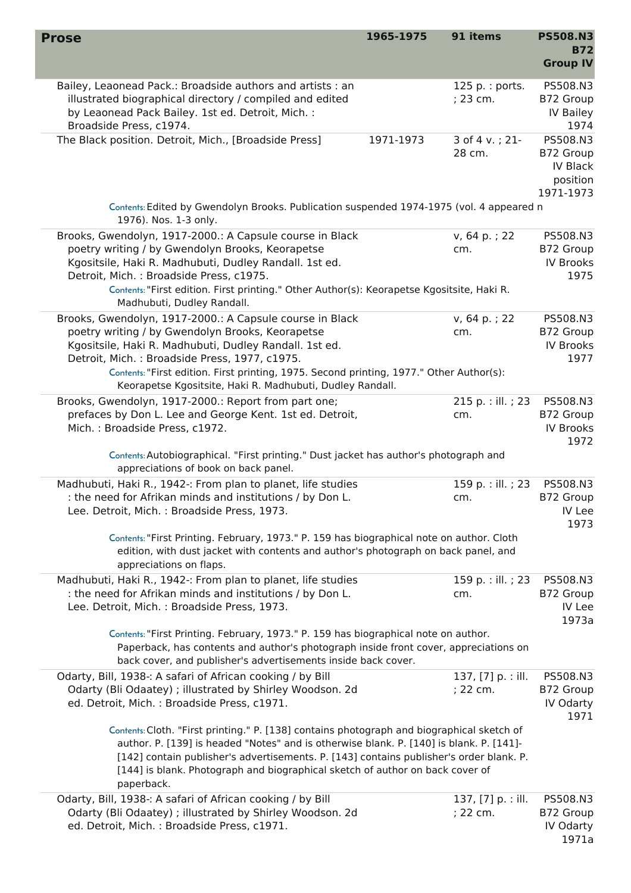| Prose | 1965-1975 | 91 items | PS508.N3 B72 Group IV |
|---|---|---|---|
| Bailey, Leaonead Pack.: Broadside authors and artists : an illustrated biographical directory / compiled and edited by Leaonead Pack Bailey. 1st ed. Detroit, Mich. : Broadside Press, c1974. | | 125 p. : ports. ; 23 cm. | PS508.N3 B72 Group IV Bailey 1974 |
| The Black position. Detroit, Mich., [Broadside Press] | 1971-1973 | 3 of 4 v. ; 21-28 cm. | PS508.N3 B72 Group IV Black position 1971-1973 |
| Contents: Edited by Gwendolyn Brooks. Publication suspended 1974-1975 (vol. 4 appeared n 1976). Nos. 1-3 only. | | | |
| Brooks, Gwendolyn, 1917-2000.: A Capsule course in Black poetry writing / by Gwendolyn Brooks, Keorapetse Kgositsile, Haki R. Madhubuti, Dudley Randall. 1st ed. Detroit, Mich. : Broadside Press, c1975. | | v, 64 p. ; 22 cm. | PS508.N3 B72 Group IV Brooks 1975 |
| Contents: "First edition. First printing." Other Author(s): Keorapetse Kgositsile, Haki R. Madhubuti, Dudley Randall. | | | |
| Brooks, Gwendolyn, 1917-2000.: A Capsule course in Black poetry writing / by Gwendolyn Brooks, Keorapetse Kgositsile, Haki R. Madhubuti, Dudley Randall. 1st ed. Detroit, Mich. : Broadside Press, 1977, c1975. | | v, 64 p. ; 22 cm. | PS508.N3 B72 Group IV Brooks 1977 |
| Contents: "First edition. First printing, 1975. Second printing, 1977." Other Author(s): Keorapetse Kgositsile, Haki R. Madhubuti, Dudley Randall. | | | |
| Brooks, Gwendolyn, 1917-2000.: Report from part one; prefaces by Don L. Lee and George Kent. 1st ed. Detroit, Mich. : Broadside Press, c1972. | | 215 p. : ill. ; 23 cm. | PS508.N3 B72 Group IV Brooks 1972 |
| Contents: Autobiographical. "First printing." Dust jacket has author's photograph and appreciations of book on back panel. | | | |
| Madhubuti, Haki R., 1942-: From plan to planet, life studies : the need for Afrikan minds and institutions / by Don L. Lee. Detroit, Mich. : Broadside Press, 1973. | | 159 p. : ill. ; 23 cm. | PS508.N3 B72 Group IV Lee 1973 |
| Contents: "First Printing. February, 1973." P. 159 has biographical note on author. Cloth edition, with dust jacket with contents and author's photograph on back panel, and appreciations on flaps. | | | |
| Madhubuti, Haki R., 1942-: From plan to planet, life studies : the need for Afrikan minds and institutions / by Don L. Lee. Detroit, Mich. : Broadside Press, 1973. | | 159 p. : ill. ; 23 cm. | PS508.N3 B72 Group IV Lee 1973a |
| Contents: "First Printing. February, 1973." P. 159 has biographical note on author. Paperback, has contents and author's photograph inside front cover, appreciations on back cover, and publisher's advertisements inside back cover. | | | |
| Odarty, Bill, 1938-: A safari of African cooking / by Bill Odarty (Bli Odaatey) ; illustrated by Shirley Woodson. 2d ed. Detroit, Mich. : Broadside Press, c1971. | | 137, [7] p. : ill. ; 22 cm. | PS508.N3 B72 Group IV Odarty 1971 |
| Contents: Cloth. "First printing." P. [138] contains photograph and biographical sketch of author. P. [139] is headed "Notes" and is otherwise blank. P. [140] is blank. P. [141]-[142] contain publisher's advertisements. P. [143] contains publisher's order blank. P. [144] is blank. Photograph and biographical sketch of author on back cover of paperback. | | | |
| Odarty, Bill, 1938-: A safari of African cooking / by Bill Odarty (Bli Odaatey) ; illustrated by Shirley Woodson. 2d ed. Detroit, Mich. : Broadside Press, c1971. | | 137, [7] p. : ill. ; 22 cm. | PS508.N3 B72 Group IV Odarty 1971a |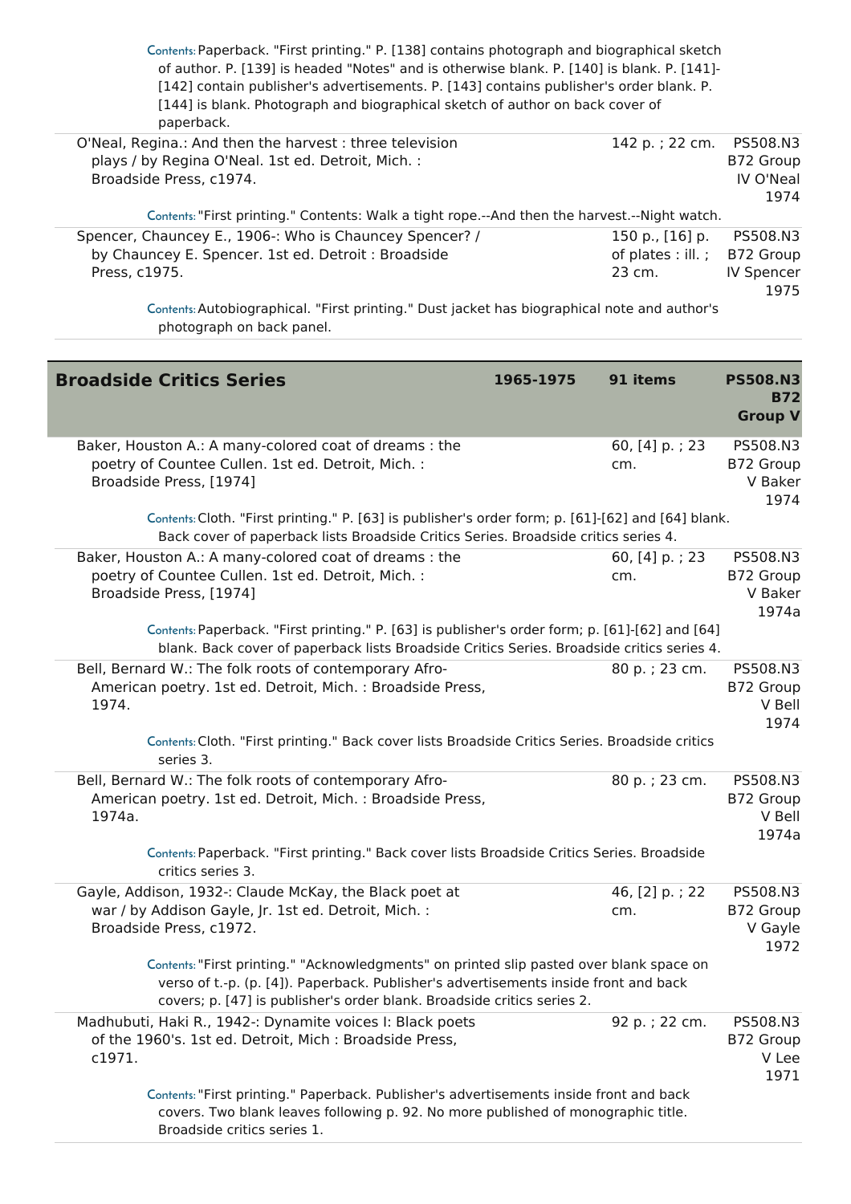Contents: Paperback. "First printing." P. [138] contains photograph and biographical sketch of author. P. [139] is headed "Notes" and is otherwise blank. P. [140] is blank. P. [141]-[142] contain publisher's advertisements. P. [143] contains publisher's order blank. P. [144] is blank. Photograph and biographical sketch of author on back cover of paperback.

| O'Neal, Regina.: And then the harvest : three television plays / by Regina O'Neal. 1st ed. Detroit, Mich. : Broadside Press, c1974. | 142 p. ; 22 cm. | PS508.N3 B72 Group IV O'Neal 1974 |
|---|---|---|

Contents: "First printing." Contents: Walk a tight rope.--And then the harvest.--Night watch.

| Spencer, Chauncey E., 1906-: Who is Chauncey Spencer? / by Chauncey E. Spencer. 1st ed. Detroit : Broadside Press, c1975. | 150 p., [16] p. of plates : ill. ; 23 cm. | PS508.N3 B72 Group IV Spencer 1975 |
|---|---|---|

Contents: Autobiographical. "First printing." Dust jacket has biographical note and author's photograph on back panel.

## Broadside Critics Series — 1965-1975 — 91 items — PS508.N3 B72 Group V

| Baker, Houston A.: A many-colored coat of dreams : the poetry of Countee Cullen. 1st ed. Detroit, Mich. : Broadside Press, [1974] | 60, [4] p. ; 23 cm. | PS508.N3 B72 Group V Baker 1974 |
|---|---|---|

Contents: Cloth. "First printing." P. [63] is publisher's order form; p. [61]-[62] and [64] blank. Back cover of paperback lists Broadside Critics Series. Broadside critics series 4.

| Baker, Houston A.: A many-colored coat of dreams : the poetry of Countee Cullen. 1st ed. Detroit, Mich. : Broadside Press, [1974] | 60, [4] p. ; 23 cm. | PS508.N3 B72 Group V Baker 1974a |
|---|---|---|

Contents: Paperback. "First printing." P. [63] is publisher's order form; p. [61]-[62] and [64] blank. Back cover of paperback lists Broadside Critics Series. Broadside critics series 4.

| Bell, Bernard W.: The folk roots of contemporary Afro-American poetry. 1st ed. Detroit, Mich. : Broadside Press, 1974. | 80 p. ; 23 cm. | PS508.N3 B72 Group V Bell 1974 |
|---|---|---|

Contents: Cloth. "First printing." Back cover lists Broadside Critics Series. Broadside critics series 3.

| Bell, Bernard W.: The folk roots of contemporary Afro-American poetry. 1st ed. Detroit, Mich. : Broadside Press, 1974a. | 80 p. ; 23 cm. | PS508.N3 B72 Group V Bell 1974a |
|---|---|---|

Contents: Paperback. "First printing." Back cover lists Broadside Critics Series. Broadside critics series 3.

| Gayle, Addison, 1932-: Claude McKay, the Black poet at war / by Addison Gayle, Jr. 1st ed. Detroit, Mich. : Broadside Press, c1972. | 46, [2] p. ; 22 cm. | PS508.N3 B72 Group V Gayle 1972 |
|---|---|---|

Contents: "First printing." "Acknowledgments" on printed slip pasted over blank space on verso of t.-p. (p. [4]). Paperback. Publisher's advertisements inside front and back covers; p. [47] is publisher's order blank. Broadside critics series 2.

| Madhubuti, Haki R., 1942-: Dynamite voices I: Black poets of the 1960's. 1st ed. Detroit, Mich : Broadside Press, c1971. | 92 p. ; 22 cm. | PS508.N3 B72 Group V Lee 1971 |
|---|---|---|

Contents: "First printing." Paperback. Publisher's advertisements inside front and back covers. Two blank leaves following p. 92. No more published of monographic title. Broadside critics series 1.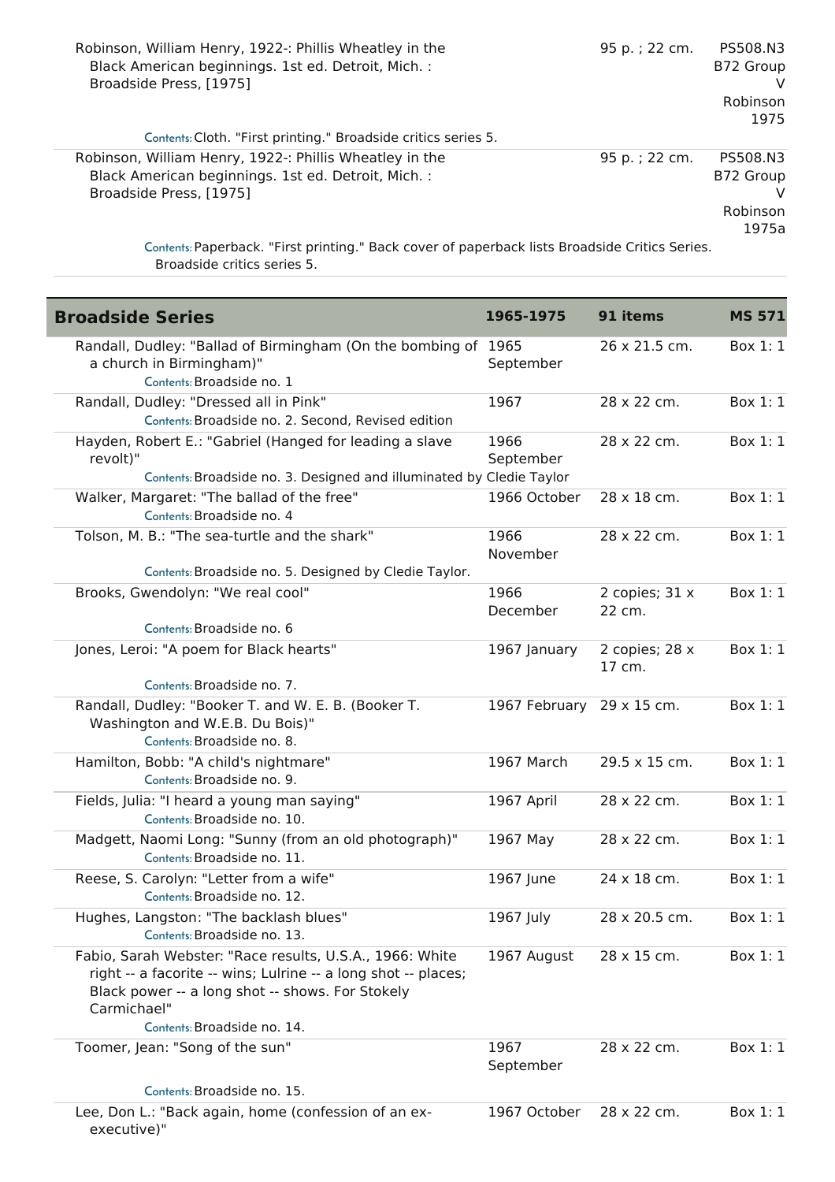| | | |
|---|---|---|
| Robinson, William Henry, 1922-: Phillis Wheatley in the Black American beginnings. 1st ed. Detroit, Mich. : Broadside Press, [1975]<br>Contents: Cloth. "First printing." Broadside critics series 5. | 95 p. ; 22 cm. | PS508.N3 B72 Group V Robinson 1975 |
| Robinson, William Henry, 1922-: Phillis Wheatley in the Black American beginnings. 1st ed. Detroit, Mich. : Broadside Press, [1975]<br>Contents: Paperback. "First printing." Back cover of paperback lists Broadside Critics Series. Broadside critics series 5. | 95 p. ; 22 cm. | PS508.N3 B72 Group V Robinson 1975a |

## Broadside Series

| Broadside Series | 1965-1975 | 91 items | MS 571 |
|---|---|---|---|
| Randall, Dudley: "Ballad of Birmingham (On the bombing of a church in Birmingham)"<br>Contents: Broadside no. 1 | 1965 September | 26 x 21.5 cm. | Box 1: 1 |
| Randall, Dudley: "Dressed all in Pink"<br>Contents: Broadside no. 2. Second, Revised edition | 1967 | 28 x 22 cm. | Box 1: 1 |
| Hayden, Robert E.: "Gabriel (Hanged for leading a slave revolt)"<br>Contents: Broadside no. 3. Designed and illuminated by Cledie Taylor | 1966 September | 28 x 22 cm. | Box 1: 1 |
| Walker, Margaret: "The ballad of the free"<br>Contents: Broadside no. 4 | 1966 October | 28 x 18 cm. | Box 1: 1 |
| Tolson, M. B.: "The sea-turtle and the shark"<br>Contents: Broadside no. 5. Designed by Cledie Taylor. | 1966 November | 28 x 22 cm. | Box 1: 1 |
| Brooks, Gwendolyn: "We real cool"<br>Contents: Broadside no. 6 | 1966 December | 2 copies; 31 x 22 cm. | Box 1: 1 |
| Jones, Leroi: "A poem for Black hearts"<br>Contents: Broadside no. 7. | 1967 January | 2 copies; 28 x 17 cm. | Box 1: 1 |
| Randall, Dudley: "Booker T. and W. E. B. (Booker T. Washington and W.E.B. Du Bois)"<br>Contents: Broadside no. 8. | 1967 February | 29 x 15 cm. | Box 1: 1 |
| Hamilton, Bobb: "A child's nightmare"<br>Contents: Broadside no. 9. | 1967 March | 29.5 x 15 cm. | Box 1: 1 |
| Fields, Julia: "I heard a young man saying"<br>Contents: Broadside no. 10. | 1967 April | 28 x 22 cm. | Box 1: 1 |
| Madgett, Naomi Long: "Sunny (from an old photograph)"<br>Contents: Broadside no. 11. | 1967 May | 28 x 22 cm. | Box 1: 1 |
| Reese, S. Carolyn: "Letter from a wife"<br>Contents: Broadside no. 12. | 1967 June | 24 x 18 cm. | Box 1: 1 |
| Hughes, Langston: "The backlash blues"<br>Contents: Broadside no. 13. | 1967 July | 28 x 20.5 cm. | Box 1: 1 |
| Fabio, Sarah Webster: "Race results, U.S.A., 1966: White right -- a facorite -- wins; Lulrine -- a long shot -- places; Black power -- a long shot -- shows. For Stokely Carmichael"<br>Contents: Broadside no. 14. | 1967 August | 28 x 15 cm. | Box 1: 1 |
| Toomer, Jean: "Song of the sun"<br>Contents: Broadside no. 15. | 1967 September | 28 x 22 cm. | Box 1: 1 |
| Lee, Don L.: "Back again, home (confession of an ex-executive)" | 1967 October | 28 x 22 cm. | Box 1: 1 |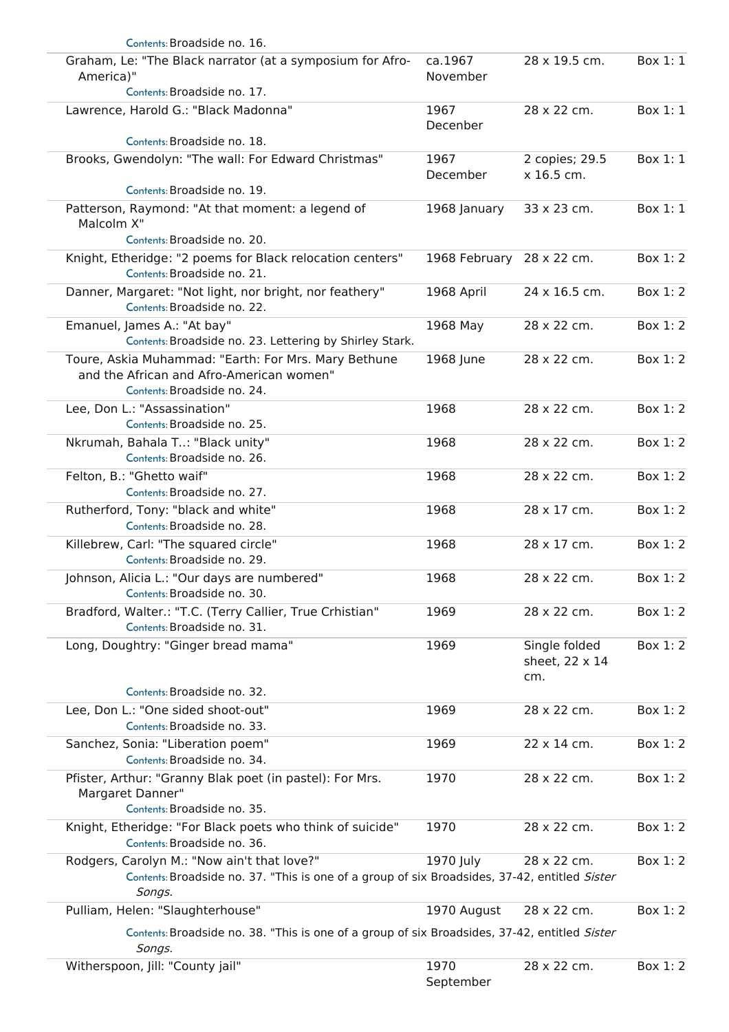Contents: Broadside no. 16.

| Title | Date | Extent | Location |
|---|---|---|---|
| Graham, Le: "The Black narrator (at a symposium for Afro-America)"<br>Contents: Broadside no. 17. | ca.1967 November | 28 x 19.5 cm. | Box 1: 1 |
| Lawrence, Harold G.: "Black Madonna"<br>Contents: Broadside no. 18. | 1967 Decenber | 28 x 22 cm. | Box 1: 1 |
| Brooks, Gwendolyn: "The wall: For Edward Christmas"<br>Contents: Broadside no. 19. | 1967 December | 2 copies; 29.5 x 16.5 cm. | Box 1: 1 |
| Patterson, Raymond: "At that moment: a legend of Malcolm X"<br>Contents: Broadside no. 20. | 1968 January | 33 x 23 cm. | Box 1: 1 |
| Knight, Etheridge: "2 poems for Black relocation centers"<br>Contents: Broadside no. 21. | 1968 February | 28 x 22 cm. | Box 1: 2 |
| Danner, Margaret: "Not light, nor bright, nor feathery"<br>Contents: Broadside no. 22. | 1968 April | 24 x 16.5 cm. | Box 1: 2 |
| Emanuel, James A.: "At bay"<br>Contents: Broadside no. 23. Lettering by Shirley Stark. | 1968 May | 28 x 22 cm. | Box 1: 2 |
| Toure, Askia Muhammad: "Earth: For Mrs. Mary Bethune and the African and Afro-American women"<br>Contents: Broadside no. 24. | 1968 June | 28 x 22 cm. | Box 1: 2 |
| Lee, Don L.: "Assassination"<br>Contents: Broadside no. 25. | 1968 | 28 x 22 cm. | Box 1: 2 |
| Nkrumah, Bahala T..: "Black unity"<br>Contents: Broadside no. 26. | 1968 | 28 x 22 cm. | Box 1: 2 |
| Felton, B.: "Ghetto waif"<br>Contents: Broadside no. 27. | 1968 | 28 x 22 cm. | Box 1: 2 |
| Rutherford, Tony: "black and white"<br>Contents: Broadside no. 28. | 1968 | 28 x 17 cm. | Box 1: 2 |
| Killebrew, Carl: "The squared circle"<br>Contents: Broadside no. 29. | 1968 | 28 x 17 cm. | Box 1: 2 |
| Johnson, Alicia L.: "Our days are numbered"<br>Contents: Broadside no. 30. | 1968 | 28 x 22 cm. | Box 1: 2 |
| Bradford, Walter.: "T.C. (Terry Callier, True Crhistian"<br>Contents: Broadside no. 31. | 1969 | 28 x 22 cm. | Box 1: 2 |
| Long, Doughtry: "Ginger bread mama"<br>Contents: Broadside no. 32. | 1969 | Single folded sheet, 22 x 14 cm. | Box 1: 2 |
| Lee, Don L.: "One sided shoot-out"<br>Contents: Broadside no. 33. | 1969 | 28 x 22 cm. | Box 1: 2 |
| Sanchez, Sonia: "Liberation poem"<br>Contents: Broadside no. 34. | 1969 | 22 x 14 cm. | Box 1: 2 |
| Pfister, Arthur: "Granny Blak poet (in pastel): For Mrs. Margaret Danner"<br>Contents: Broadside no. 35. | 1970 | 28 x 22 cm. | Box 1: 2 |
| Knight, Etheridge: "For Black poets who think of suicide"<br>Contents: Broadside no. 36. | 1970 | 28 x 22 cm. | Box 1: 2 |
| Rodgers, Carolyn M.: "Now ain't that love?"<br>Contents: Broadside no. 37. "This is one of a group of six Broadsides, 37-42, entitled *Sister Songs*. | 1970 July | 28 x 22 cm. | Box 1: 2 |
| Pulliam, Helen: "Slaughterhouse"<br>Contents: Broadside no. 38. "This is one of a group of six Broadsides, 37-42, entitled *Sister Songs*. | 1970 August | 28 x 22 cm. | Box 1: 2 |
| Witherspoon, Jill: "County jail" | 1970 September | 28 x 22 cm. | Box 1: 2 |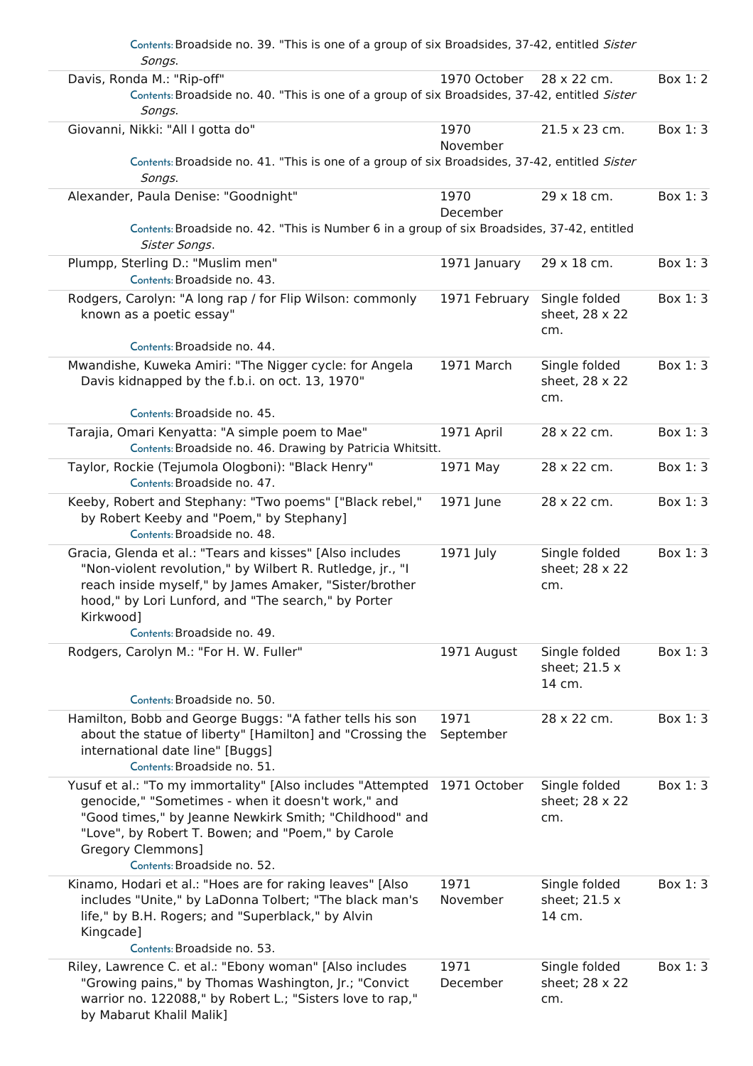Contents: Broadside no. 39. "This is one of a group of six Broadsides, 37-42, entitled *Sister Songs*.

| Title | Date | Size | Location |
|---|---|---|---|
| Davis, Ronda M.: "Rip-off"<br>Contents: Broadside no. 40. "This is one of a group of six Broadsides, 37-42, entitled *Sister Songs*. | 1970 October | 28 x 22 cm. | Box 1: 2 |
| Giovanni, Nikki: "All I gotta do"<br>Contents: Broadside no. 41. "This is one of a group of six Broadsides, 37-42, entitled *Sister Songs*. | 1970 November | 21.5 x 23 cm. | Box 1: 3 |
| Alexander, Paula Denise: "Goodnight"<br>Contents: Broadside no. 42. "This is Number 6 in a group of six Broadsides, 37-42, entitled *Sister Songs*. | 1970 December | 29 x 18 cm. | Box 1: 3 |
| Plumpp, Sterling D.: "Muslim men"<br>Contents: Broadside no. 43. | 1971 January | 29 x 18 cm. | Box 1: 3 |
| Rodgers, Carolyn: "A long rap / for Flip Wilson: commonly known as a poetic essay"<br>Contents: Broadside no. 44. | 1971 February | Single folded sheet, 28 x 22 cm. | Box 1: 3 |
| Mwandishe, Kuweka Amiri: "The Nigger cycle: for Angela Davis kidnapped by the f.b.i. on oct. 13, 1970"<br>Contents: Broadside no. 45. | 1971 March | Single folded sheet, 28 x 22 cm. | Box 1: 3 |
| Tarajia, Omari Kenyatta: "A simple poem to Mae"<br>Contents: Broadside no. 46. Drawing by Patricia Whitsitt. | 1971 April | 28 x 22 cm. | Box 1: 3 |
| Taylor, Rockie (Tejumola Ologboni): "Black Henry"<br>Contents: Broadside no. 47. | 1971 May | 28 x 22 cm. | Box 1: 3 |
| Keeby, Robert and Stephany: "Two poems" ["Black rebel," by Robert Keeby and "Poem," by Stephany]<br>Contents: Broadside no. 48. | 1971 June | 28 x 22 cm. | Box 1: 3 |
| Gracia, Glenda et al.: "Tears and kisses" [Also includes "Non-violent revolution," by Wilbert R. Rutledge, jr., "I reach inside myself," by James Amaker, "Sister/brother hood," by Lori Lunford, and "The search," by Porter Kirkwood]<br>Contents: Broadside no. 49. | 1971 July | Single folded sheet; 28 x 22 cm. | Box 1: 3 |
| Rodgers, Carolyn M.: "For H. W. Fuller"<br>Contents: Broadside no. 50. | 1971 August | Single folded sheet; 21.5 x 14 cm. | Box 1: 3 |
| Hamilton, Bobb and George Buggs: "A father tells his son about the statue of liberty" [Hamilton] and "Crossing the international date line" [Buggs]<br>Contents: Broadside no. 51. | 1971 September | 28 x 22 cm. | Box 1: 3 |
| Yusuf et al.: "To my immortality" [Also includes "Attempted genocide," "Sometimes - when it doesn't work," and "Good times," by Jeanne Newkirk Smith; "Childhood" and "Love", by Robert T. Bowen; and "Poem," by Carole Gregory Clemmons]<br>Contents: Broadside no. 52. | 1971 October | Single folded sheet; 28 x 22 cm. | Box 1: 3 |
| Kinamo, Hodari et al.: "Hoes are for raking leaves" [Also includes "Unite," by LaDonna Tolbert; "The black man's life," by B.H. Rogers; and "Superblack," by Alvin Kingcade]<br>Contents: Broadside no. 53. | 1971 November | Single folded sheet; 21.5 x 14 cm. | Box 1: 3 |
| Riley, Lawrence C. et al.: "Ebony woman" [Also includes "Growing pains," by Thomas Washington, Jr.; "Convict warrior no. 122088," by Robert L.; "Sisters love to rap," by Mabarut Khalil Malik] | 1971 December | Single folded sheet; 28 x 22 cm. | Box 1: 3 |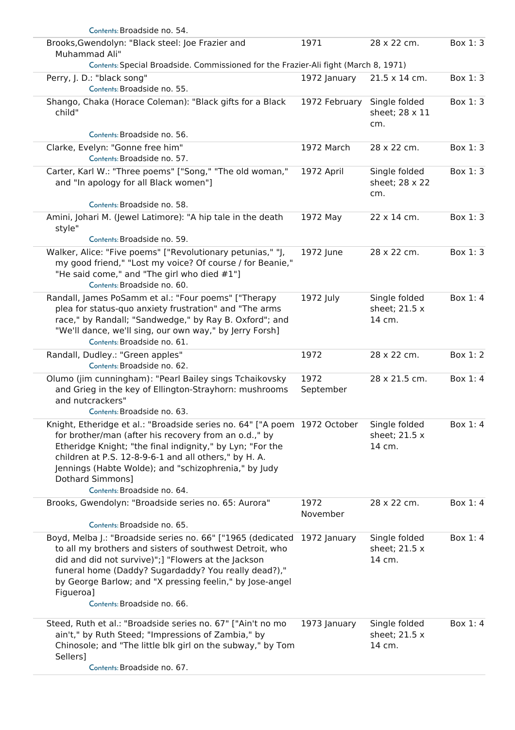Contents: Broadside no. 54.

| | | | |
|---|---|---|---|
| Brooks,Gwendolyn: "Black steel: Joe Frazier and Muhammad Ali"<br>Contents: Special Broadside. Commissioned for the Frazier-Ali fight (March 8, 1971) | 1971 | 28 x 22 cm. | Box 1: 3 |
| Perry, J. D.: "black song"<br>Contents: Broadside no. 55. | 1972 January | 21.5 x 14 cm. | Box 1: 3 |
| Shango, Chaka (Horace Coleman): "Black gifts for a Black child"<br>Contents: Broadside no. 56. | 1972 February | Single folded sheet; 28 x 11 cm. | Box 1: 3 |
| Clarke, Evelyn: "Gonne free him"<br>Contents: Broadside no. 57. | 1972 March | 28 x 22 cm. | Box 1: 3 |
| Carter, Karl W.: "Three poems" ["Song," "The old woman," and "In apology for all Black women"]<br>Contents: Broadside no. 58. | 1972 April | Single folded sheet; 28 x 22 cm. | Box 1: 3 |
| Amini, Johari M. (Jewel Latimore): "A hip tale in the death style"<br>Contents: Broadside no. 59. | 1972 May | 22 x 14 cm. | Box 1: 3 |
| Walker, Alice: "Five poems" ["Revolutionary petunias," "J, my good friend," "Lost my voice? Of course / for Beanie," "He said come," and "The girl who died #1"]<br>Contents: Broadside no. 60. | 1972 June | 28 x 22 cm. | Box 1: 3 |
| Randall, James PoSamm et al.: "Four poems" ["Therapy plea for status-quo anxiety frustration" and "The arms race," by Randall; "Sandwedge," by Ray B. Oxford"; and "We'll dance, we'll sing, our own way," by Jerry Forsh]<br>Contents: Broadside no. 61. | 1972 July | Single folded sheet; 21.5 x 14 cm. | Box 1: 4 |
| Randall, Dudley.: "Green apples"<br>Contents: Broadside no. 62. | 1972 | 28 x 22 cm. | Box 1: 2 |
| Olumo (jim cunningham): "Pearl Bailey sings Tchaikovsky and Grieg in the key of Ellington-Strayhorn: mushrooms and nutcrackers"<br>Contents: Broadside no. 63. | 1972 September | 28 x 21.5 cm. | Box 1: 4 |
| Knight, Etheridge et al.: "Broadside series no. 64" ["A poem for brother/man (after his recovery from an o.d.," by Etheridge Knight; "the final indignity," by Lyn; "For the children at P.S. 12-8-9-6-1 and all others," by H. A. Jennings (Habte Wolde); and "schizophrenia," by Judy Dothard Simmons]<br>Contents: Broadside no. 64. | 1972 October | Single folded sheet; 21.5 x 14 cm. | Box 1: 4 |
| Brooks, Gwendolyn: "Broadside series no. 65: Aurora"<br>Contents: Broadside no. 65. | 1972 November | 28 x 22 cm. | Box 1: 4 |
| Boyd, Melba J.: "Broadside series no. 66" ["1965 (dedicated to all my brothers and sisters of southwest Detroit, who did and did not survive)";] "Flowers at the Jackson funeral home (Daddy? Sugardaddy? You really dead?)," by George Barlow; and "X pressing feelin," by Jose-angel Figueroa]<br>Contents: Broadside no. 66. | 1972 January | Single folded sheet; 21.5 x 14 cm. | Box 1: 4 |
| Steed, Ruth et al.: "Broadside series no. 67" ["Ain't no mo ain't," by Ruth Steed; "Impressions of Zambia," by Chinosole; and "The little blk girl on the subway," by Tom Sellers]<br>Contents: Broadside no. 67. | 1973 January | Single folded sheet; 21.5 x 14 cm. | Box 1: 4 |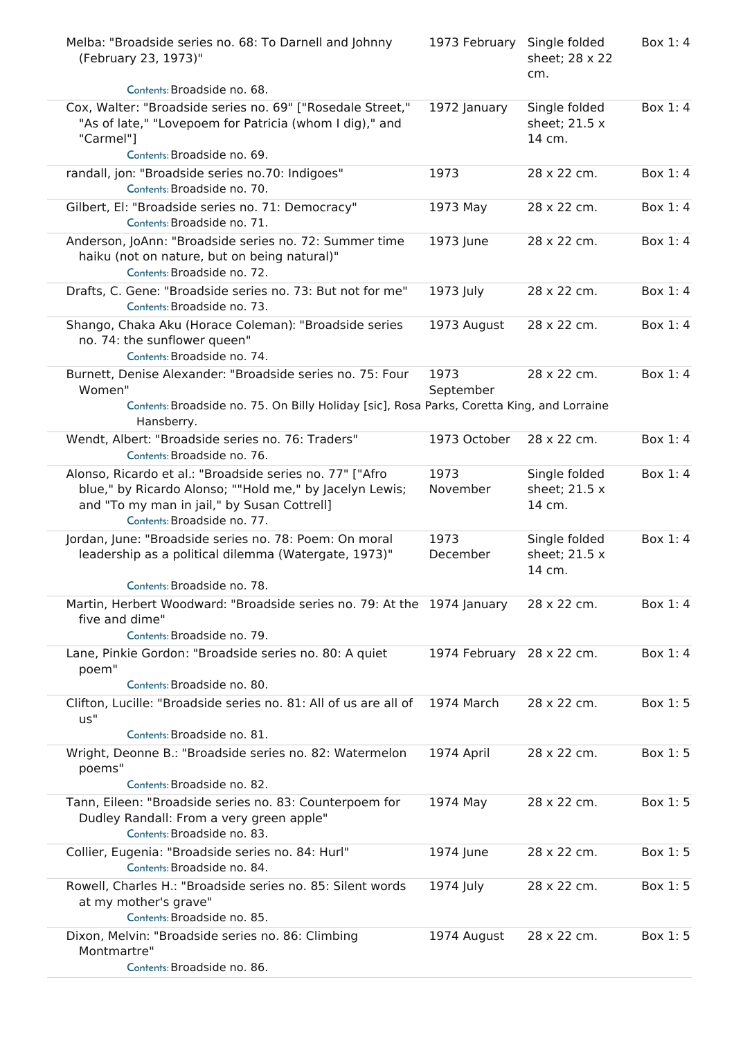| | | | |
|---|---|---|---|
| Melba: "Broadside series no. 68: To Darnell and Johnny (February 23, 1973)"<br>Contents: Broadside no. 68. | 1973 February | Single folded sheet; 28 x 22 cm. | Box 1: 4 |
| Cox, Walter: "Broadside series no. 69" ["Rosedale Street," "As of late," "Lovepoem for Patricia (whom I dig)," and "Carmel"]<br>Contents: Broadside no. 69. | 1972 January | Single folded sheet; 21.5 x 14 cm. | Box 1: 4 |
| randall, jon: "Broadside series no.70: Indigoes"<br>Contents: Broadside no. 70. | 1973 | 28 x 22 cm. | Box 1: 4 |
| Gilbert, El: "Broadside series no. 71: Democracy"<br>Contents: Broadside no. 71. | 1973 May | 28 x 22 cm. | Box 1: 4 |
| Anderson, JoAnn: "Broadside series no. 72: Summer time haiku (not on nature, but on being natural)"<br>Contents: Broadside no. 72. | 1973 June | 28 x 22 cm. | Box 1: 4 |
| Drafts, C. Gene: "Broadside series no. 73: But not for me"<br>Contents: Broadside no. 73. | 1973 July | 28 x 22 cm. | Box 1: 4 |
| Shango, Chaka Aku (Horace Coleman): "Broadside series no. 74: the sunflower queen"<br>Contents: Broadside no. 74. | 1973 August | 28 x 22 cm. | Box 1: 4 |
| Burnett, Denise Alexander: "Broadside series no. 75: Four Women"<br>Contents: Broadside no. 75. On Billy Holiday [sic], Rosa Parks, Coretta King, and Lorraine Hansberry. | 1973 September | 28 x 22 cm. | Box 1: 4 |
| Wendt, Albert: "Broadside series no. 76: Traders"<br>Contents: Broadside no. 76. | 1973 October | 28 x 22 cm. | Box 1: 4 |
| Alonso, Ricardo et al.: "Broadside series no. 77" ["Afro blue," by Ricardo Alonso; ""Hold me," by Jacelyn Lewis; and "To my man in jail," by Susan Cottrell]<br>Contents: Broadside no. 77. | 1973 November | Single folded sheet; 21.5 x 14 cm. | Box 1: 4 |
| Jordan, June: "Broadside series no. 78: Poem: On moral leadership as a political dilemma (Watergate, 1973)"<br>Contents: Broadside no. 78. | 1973 December | Single folded sheet; 21.5 x 14 cm. | Box 1: 4 |
| Martin, Herbert Woodward: "Broadside series no. 79: At the five and dime"<br>Contents: Broadside no. 79. | 1974 January | 28 x 22 cm. | Box 1: 4 |
| Lane, Pinkie Gordon: "Broadside series no. 80: A quiet poem"<br>Contents: Broadside no. 80. | 1974 February | 28 x 22 cm. | Box 1: 4 |
| Clifton, Lucille: "Broadside series no. 81: All of us are all of us"<br>Contents: Broadside no. 81. | 1974 March | 28 x 22 cm. | Box 1: 5 |
| Wright, Deonne B.: "Broadside series no. 82: Watermelon poems"<br>Contents: Broadside no. 82. | 1974 April | 28 x 22 cm. | Box 1: 5 |
| Tann, Eileen: "Broadside series no. 83: Counterpoem for Dudley Randall: From a very green apple"<br>Contents: Broadside no. 83. | 1974 May | 28 x 22 cm. | Box 1: 5 |
| Collier, Eugenia: "Broadside series no. 84: Hurl"<br>Contents: Broadside no. 84. | 1974 June | 28 x 22 cm. | Box 1: 5 |
| Rowell, Charles H.: "Broadside series no. 85: Silent words at my mother's grave"<br>Contents: Broadside no. 85. | 1974 July | 28 x 22 cm. | Box 1: 5 |
| Dixon, Melvin: "Broadside series no. 86: Climbing Montmartre"<br>Contents: Broadside no. 86. | 1974 August | 28 x 22 cm. | Box 1: 5 |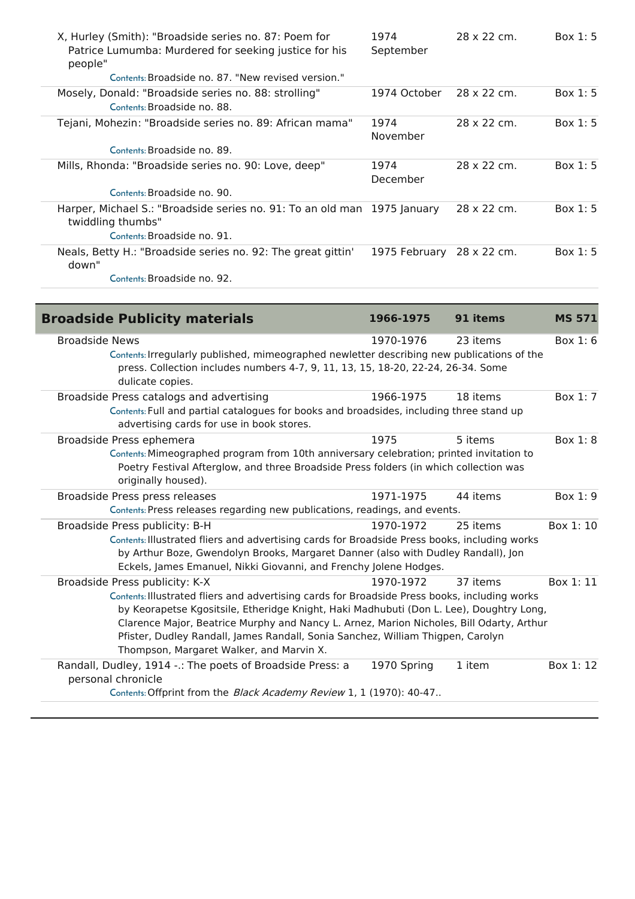| | | | |
|---|---|---|---|
| X, Hurley (Smith): "Broadside series no. 87: Poem for Patrice Lumumba: Murdered for seeking justice for his people" | 1974 September | 28 x 22 cm. | Box 1: 5 |
| Contents: Broadside no. 87. "New revised version." | | | |
| Mosely, Donald: "Broadside series no. 88: strolling" | 1974 October | 28 x 22 cm. | Box 1: 5 |
| Contents: Broadside no. 88. | | | |
| Tejani, Mohezin: "Broadside series no. 89: African mama" | 1974 November | 28 x 22 cm. | Box 1: 5 |
| Contents: Broadside no. 89. | | | |
| Mills, Rhonda: "Broadside series no. 90: Love, deep" | 1974 December | 28 x 22 cm. | Box 1: 5 |
| Contents: Broadside no. 90. | | | |
| Harper, Michael S.: "Broadside series no. 91: To an old man twiddling thumbs" | 1975 January | 28 x 22 cm. | Box 1: 5 |
| Contents: Broadside no. 91. | | | |
| Neals, Betty H.: "Broadside series no. 92: The great gittin' down" | 1975 February | 28 x 22 cm. | Box 1: 5 |
| Contents: Broadside no. 92. | | | |

## Broadside Publicity materials — 1966-1975 — 91 items — MS 571

| | | | |
|---|---|---|---|
| Broadside News | 1970-1976 | 23 items | Box 1: 6 |
| Contents: Irregularly published, mimeographed newletter describing new publications of the press. Collection includes numbers 4-7, 9, 11, 13, 15, 18-20, 22-24, 26-34. Some dulicate copies. | | | |
| Broadside Press catalogs and advertising | 1966-1975 | 18 items | Box 1: 7 |
| Contents: Full and partial catalogues for books and broadsides, including three stand up advertising cards for use in book stores. | | | |
| Broadside Press ephemera | 1975 | 5 items | Box 1: 8 |
| Contents: Mimeographed program from 10th anniversary celebration; printed invitation to Poetry Festival Afterglow, and three Broadside Press folders (in which collection was originally housed). | | | |
| Broadside Press press releases | 1971-1975 | 44 items | Box 1: 9 |
| Contents: Press releases regarding new publications, readings, and events. | | | |
| Broadside Press publicity: B-H | 1970-1972 | 25 items | Box 1: 10 |
| Contents: Illustrated fliers and advertising cards for Broadside Press books, including works by Arthur Boze, Gwendolyn Brooks, Margaret Danner (also with Dudley Randall), Jon Eckels, James Emanuel, Nikki Giovanni, and Frenchy Jolene Hodges. | | | |
| Broadside Press publicity: K-X | 1970-1972 | 37 items | Box 1: 11 |
| Contents: Illustrated fliers and advertising cards for Broadside Press books, including works by Keorapetse Kgositsile, Etheridge Knight, Haki Madhubuti (Don L. Lee), Doughtry Long, Clarence Major, Beatrice Murphy and Nancy L. Arnez, Marion Nicholes, Bill Odarty, Arthur Pfister, Dudley Randall, James Randall, Sonia Sanchez, William Thigpen, Carolyn Thompson, Margaret Walker, and Marvin X. | | | |
| Randall, Dudley, 1914 -.: The poets of Broadside Press: a personal chronicle | 1970 Spring | 1 item | Box 1: 12 |
| Contents: Offprint from the *Black Academy Review* 1, 1 (1970): 40-47.. | | | |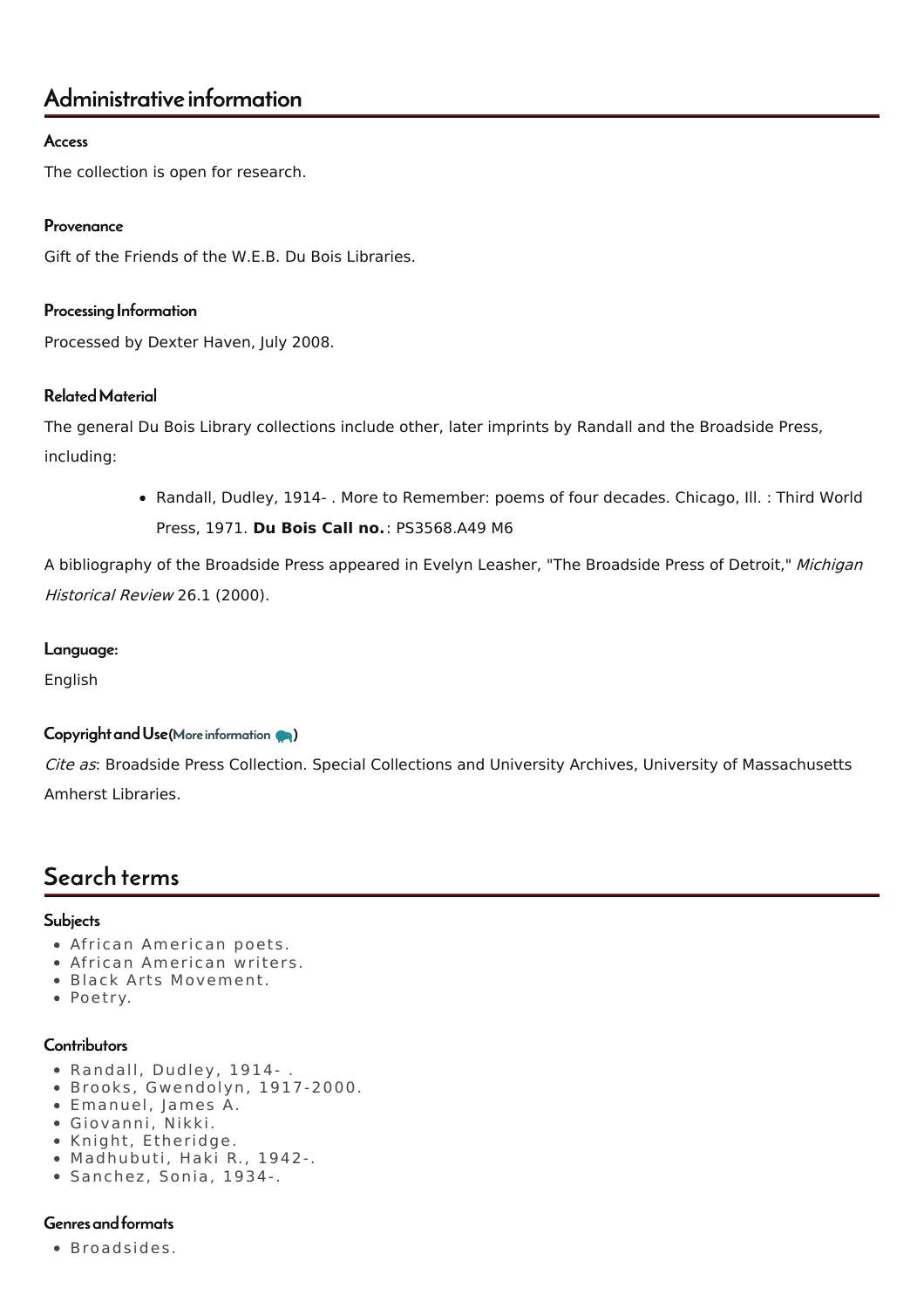## Administrative information

### Access

The collection is open for research.

### Provenance

Gift of the Friends of the W.E.B. Du Bois Libraries.

### Processing Information

Processed by Dexter Haven, July 2008.

### Related Material

The general Du Bois Library collections include other, later imprints by Randall and the Broadside Press, including:

- Randall, Dudley, 1914- . More to Remember: poems of four decades. Chicago, Ill. : Third World Press, 1971. **Du Bois Call no.**: PS3568.A49 M6

A bibliography of the Broadside Press appeared in Evelyn Leasher, "The Broadside Press of Detroit," *Michigan Historical Review* 26.1 (2000).

### Language:

English

### Copyright and Use (More information)

*Cite as*: Broadside Press Collection. Special Collections and University Archives, University of Massachusetts Amherst Libraries.

## Search terms

### Subjects

- African American poets.
- African American writers.
- Black Arts Movement.
- Poetry.

### Contributors

- Randall, Dudley, 1914- .
- Brooks, Gwendolyn, 1917-2000.
- Emanuel, James A.
- Giovanni, Nikki.
- Knight, Etheridge.
- Madhubuti, Haki R., 1942-.
- Sanchez, Sonia, 1934-.

### Genres and formats

- Broadsides.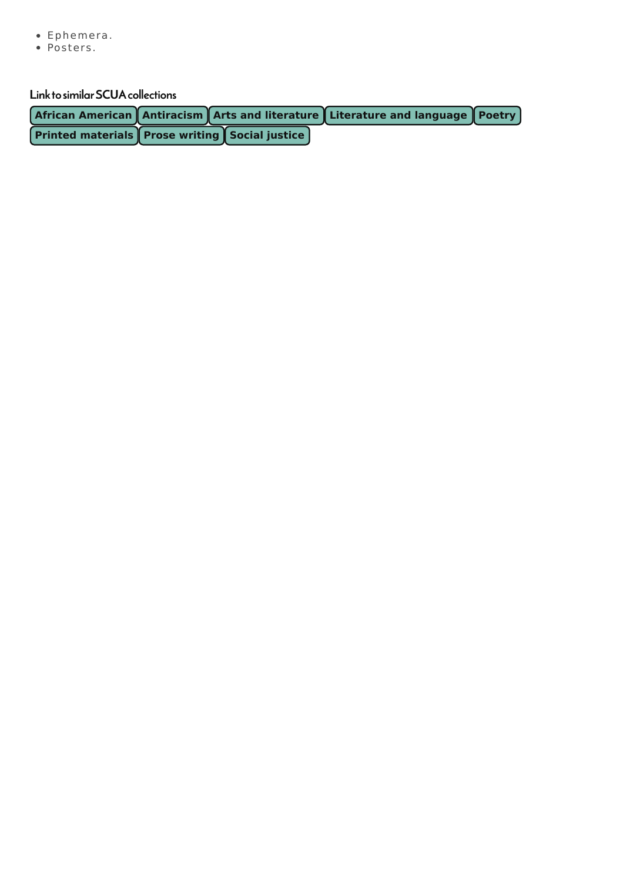- Ephemera.
- Posters.

### Link to similar SCUA collections

African American | Antiracism | Arts and literature | Literature and language | Poetry | Printed materials | Prose writing | Social justice